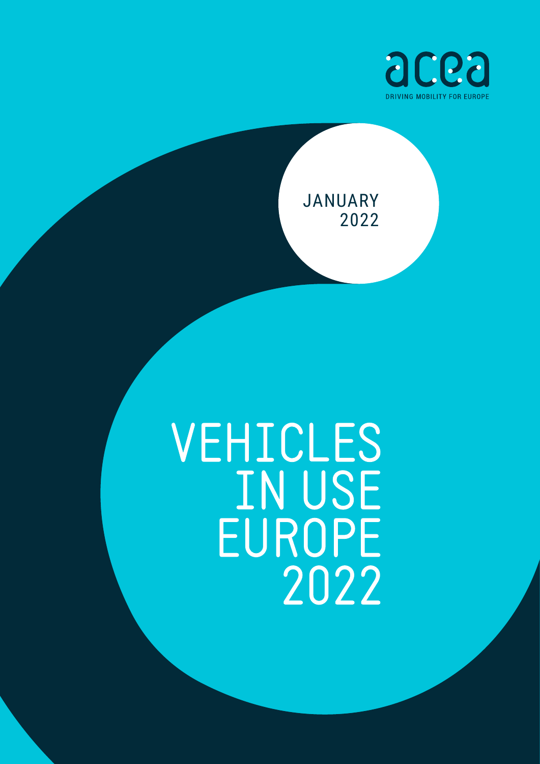acea

DRIVING MOBILITY FOR EUROPE

JANUARY 2022

# VEHICLES IN USE EUROPE 2022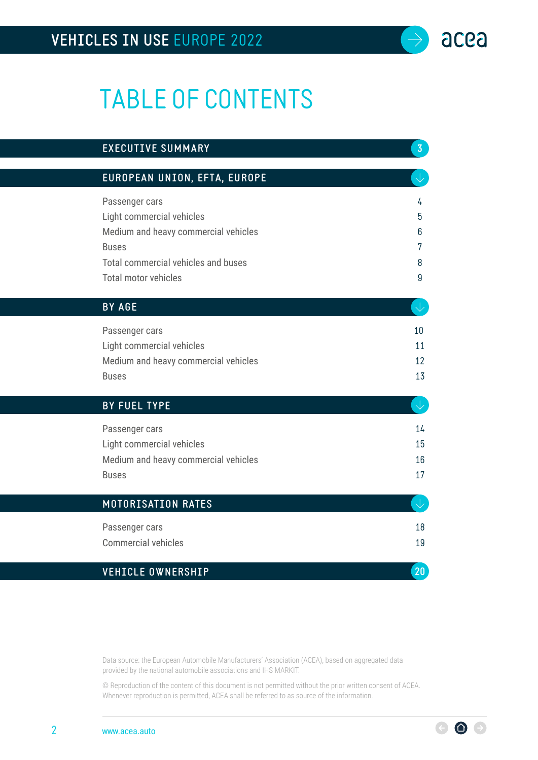# TABLE OF CONTENTS

| | |
|---|---|
| **EXECUTIVE SUMMARY** | 3 |
| **EUROPEAN UNION, EFTA, EUROPE** | |
| Passenger cars | 4 |
| Light commercial vehicles | 5 |
| Medium and heavy commercial vehicles | 6 |
| Buses | 7 |
| Total commercial vehicles and buses | 8 |
| Total motor vehicles | 9 |
| **BY AGE** | |
| Passenger cars | 10 |
| Light commercial vehicles | 11 |
| Medium and heavy commercial vehicles | 12 |
| Buses | 13 |
| **BY FUEL TYPE** | |
| Passenger cars | 14 |
| Light commercial vehicles | 15 |
| Medium and heavy commercial vehicles | 16 |
| Buses | 17 |
| **MOTORISATION RATES** | |
| Passenger cars | 18 |
| Commercial vehicles | 19 |
| **VEHICLE OWNERSHIP** | 20 |

Data source: the European Automobile Manufacturers' Association (ACEA), based on aggregated data provided by the national automobile associations and IHS MARKIT.

© Reproduction of the content of this document is not permitted without the prior written consent of ACEA. Whenever reproduction is permitted, ACEA shall be referred to as source of the information.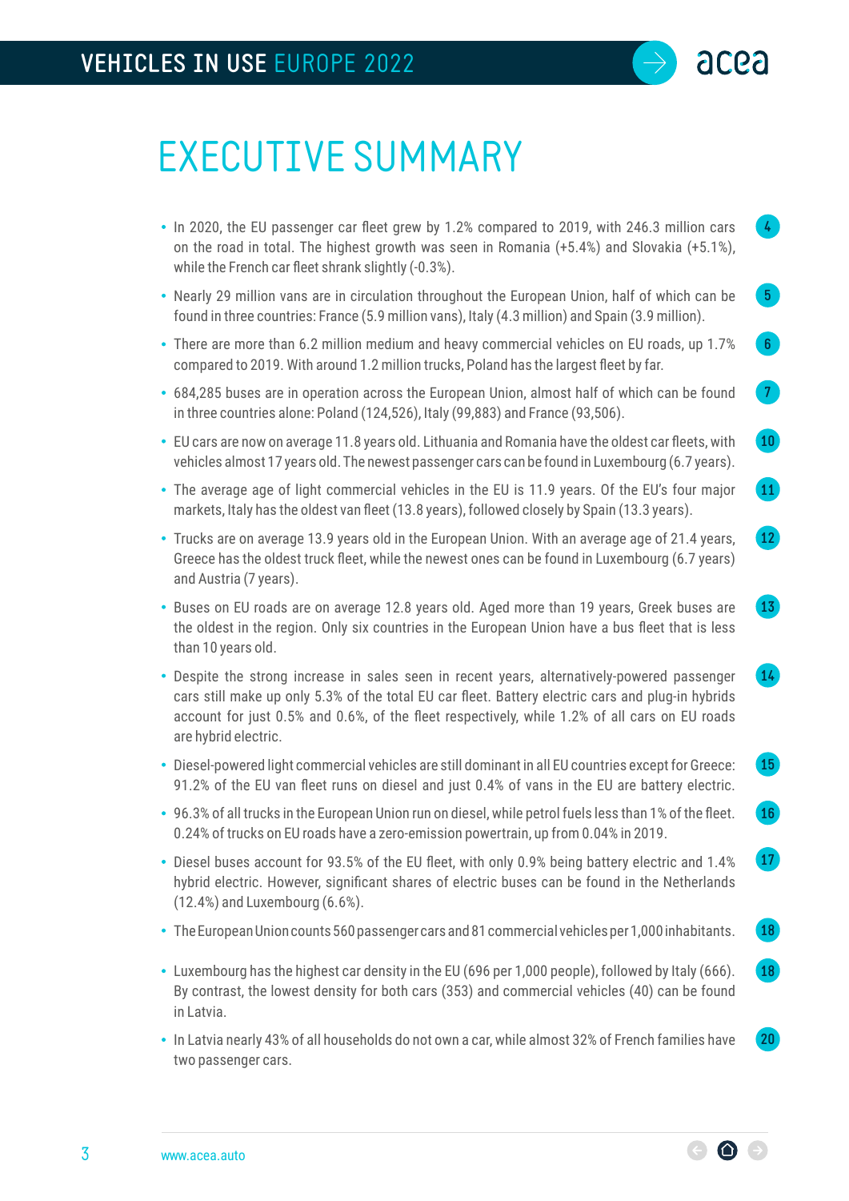# EXECUTIVE SUMMARY

- In 2020, the EU passenger car fleet grew by 1.2% compared to 2019, with 246.3 million cars on the road in total. The highest growth was seen in Romania (+5.4%) and Slovakia (+5.1%), while the French car fleet shrank slightly (-0.3%). 4
- Nearly 29 million vans are in circulation throughout the European Union, half of which can be found in three countries: France (5.9 million vans), Italy (4.3 million) and Spain (3.9 million). 5
- There are more than 6.2 million medium and heavy commercial vehicles on EU roads, up 1.7% compared to 2019. With around 1.2 million trucks, Poland has the largest fleet by far. 6
- 684,285 buses are in operation across the European Union, almost half of which can be found in three countries alone: Poland (124,526), Italy (99,883) and France (93,506). 7
- EU cars are now on average 11.8 years old. Lithuania and Romania have the oldest car fleets, with vehicles almost 17 years old. The newest passenger cars can be found in Luxembourg (6.7 years). 10
- The average age of light commercial vehicles in the EU is 11.9 years. Of the EU's four major markets, Italy has the oldest van fleet (13.8 years), followed closely by Spain (13.3 years). 11
- Trucks are on average 13.9 years old in the European Union. With an average age of 21.4 years, Greece has the oldest truck fleet, while the newest ones can be found in Luxembourg (6.7 years) and Austria (7 years). 12
- Buses on EU roads are on average 12.8 years old. Aged more than 19 years, Greek buses are the oldest in the region. Only six countries in the European Union have a bus fleet that is less than 10 years old. 13
- Despite the strong increase in sales seen in recent years, alternatively-powered passenger cars still make up only 5.3% of the total EU car fleet. Battery electric cars and plug-in hybrids account for just 0.5% and 0.6%, of the fleet respectively, while 1.2% of all cars on EU roads are hybrid electric. 14
- Diesel-powered light commercial vehicles are still dominant in all EU countries except for Greece: 91.2% of the EU van fleet runs on diesel and just 0.4% of vans in the EU are battery electric. 15
- 96.3% of all trucks in the European Union run on diesel, while petrol fuels less than 1% of the fleet. 0.24% of trucks on EU roads have a zero-emission powertrain, up from 0.04% in 2019. 16
- Diesel buses account for 93.5% of the EU fleet, with only 0.9% being battery electric and 1.4% hybrid electric. However, significant shares of electric buses can be found in the Netherlands (12.4%) and Luxembourg (6.6%). 17
- The European Union counts 560 passenger cars and 81 commercial vehicles per 1,000 inhabitants. 18
- Luxembourg has the highest car density in the EU (696 per 1,000 people), followed by Italy (666). By contrast, the lowest density for both cars (353) and commercial vehicles (40) can be found in Latvia. 18
- In Latvia nearly 43% of all households do not own a car, while almost 32% of French families have two passenger cars. 20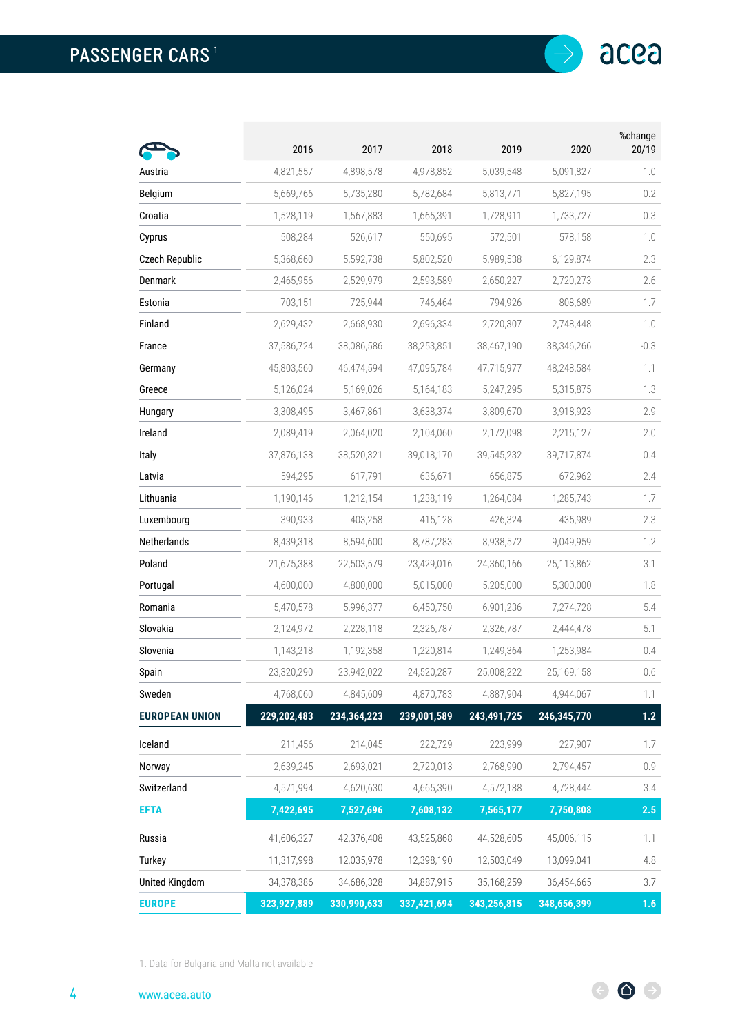# PASSENGER CARS [1]

| | 2016 | 2017 | 2018 | 2019 | 2020 | %change 20/19 |
|---|---|---|---|---|---|---|
| Austria | 4,821,557 | 4,898,578 | 4,978,852 | 5,039,548 | 5,091,827 | 1.0 |
| Belgium | 5,669,766 | 5,735,280 | 5,782,684 | 5,813,771 | 5,827,195 | 0.2 |
| Croatia | 1,528,119 | 1,567,883 | 1,665,391 | 1,728,911 | 1,733,727 | 0.3 |
| Cyprus | 508,284 | 526,617 | 550,695 | 572,501 | 578,158 | 1.0 |
| Czech Republic | 5,368,660 | 5,592,738 | 5,802,520 | 5,989,538 | 6,129,874 | 2.3 |
| Denmark | 2,465,956 | 2,529,979 | 2,593,589 | 2,650,227 | 2,720,273 | 2.6 |
| Estonia | 703,151 | 725,944 | 746,464 | 794,926 | 808,689 | 1.7 |
| Finland | 2,629,432 | 2,668,930 | 2,696,334 | 2,720,307 | 2,748,448 | 1.0 |
| France | 37,586,724 | 38,086,586 | 38,253,851 | 38,467,190 | 38,346,266 | -0.3 |
| Germany | 45,803,560 | 46,474,594 | 47,095,784 | 47,715,977 | 48,248,584 | 1.1 |
| Greece | 5,126,024 | 5,169,026 | 5,164,183 | 5,247,295 | 5,315,875 | 1.3 |
| Hungary | 3,308,495 | 3,467,861 | 3,638,374 | 3,809,670 | 3,918,923 | 2.9 |
| Ireland | 2,089,419 | 2,064,020 | 2,104,060 | 2,172,098 | 2,215,127 | 2.0 |
| Italy | 37,876,138 | 38,520,321 | 39,018,170 | 39,545,232 | 39,717,874 | 0.4 |
| Latvia | 594,295 | 617,791 | 636,671 | 656,875 | 672,962 | 2.4 |
| Lithuania | 1,190,146 | 1,212,154 | 1,238,119 | 1,264,084 | 1,285,743 | 1.7 |
| Luxembourg | 390,933 | 403,258 | 415,128 | 426,324 | 435,989 | 2.3 |
| Netherlands | 8,439,318 | 8,594,600 | 8,787,283 | 8,938,572 | 9,049,959 | 1.2 |
| Poland | 21,675,388 | 22,503,579 | 23,429,016 | 24,360,166 | 25,113,862 | 3.1 |
| Portugal | 4,600,000 | 4,800,000 | 5,015,000 | 5,205,000 | 5,300,000 | 1.8 |
| Romania | 5,470,578 | 5,996,377 | 6,450,750 | 6,901,236 | 7,274,728 | 5.4 |
| Slovakia | 2,124,972 | 2,228,118 | 2,326,787 | 2,326,787 | 2,444,478 | 5.1 |
| Slovenia | 1,143,218 | 1,192,358 | 1,220,814 | 1,249,364 | 1,253,984 | 0.4 |
| Spain | 23,320,290 | 23,942,022 | 24,520,287 | 25,008,222 | 25,169,158 | 0.6 |
| Sweden | 4,768,060 | 4,845,609 | 4,870,783 | 4,887,904 | 4,944,067 | 1.1 |
| **EUROPEAN UNION** | **229,202,483** | **234,364,223** | **239,001,589** | **243,491,725** | **246,345,770** | **1.2** |
| Iceland | 211,456 | 214,045 | 222,729 | 223,999 | 227,907 | 1.7 |
| Norway | 2,639,245 | 2,693,021 | 2,720,013 | 2,768,990 | 2,794,457 | 0.9 |
| Switzerland | 4,571,994 | 4,620,630 | 4,665,390 | 4,572,188 | 4,728,444 | 3.4 |
| **EFTA** | **7,422,695** | **7,527,696** | **7,608,132** | **7,565,177** | **7,750,808** | **2.5** |
| Russia | 41,606,327 | 42,376,408 | 43,525,868 | 44,528,605 | 45,006,115 | 1.1 |
| Turkey | 11,317,998 | 12,035,978 | 12,398,190 | 12,503,049 | 13,099,041 | 4.8 |
| United Kingdom | 34,378,386 | 34,686,328 | 34,887,915 | 35,168,259 | 36,454,665 | 3.7 |
| **EUROPE** | **323,927,889** | **330,990,633** | **337,421,694** | **343,256,815** | **348,656,399** | **1.6** |

1. Data for Bulgaria and Malta not available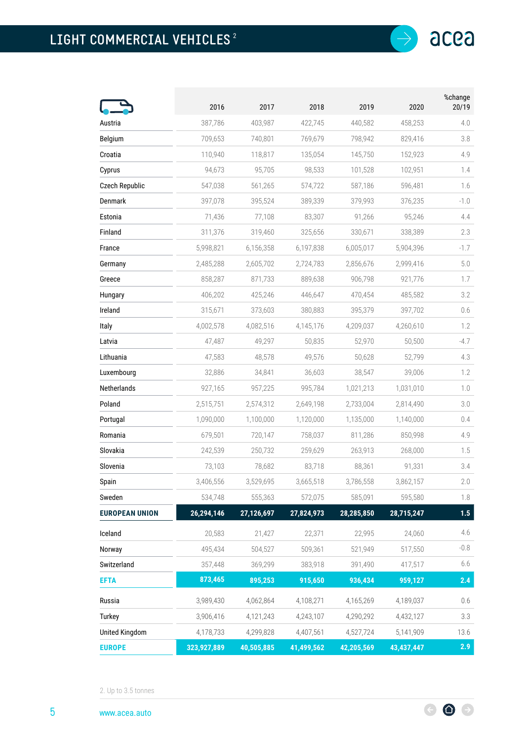# LIGHT COMMERCIAL VEHICLES [2]

| | 2016 | 2017 | 2018 | 2019 | 2020 | %change 20/19 |
|---|---|---|---|---|---|---|
| Austria | 387,786 | 403,987 | 422,745 | 440,582 | 458,253 | 4.0 |
| Belgium | 709,653 | 740,801 | 769,679 | 798,942 | 829,416 | 3.8 |
| Croatia | 110,940 | 118,817 | 135,054 | 145,750 | 152,923 | 4.9 |
| Cyprus | 94,673 | 95,705 | 98,533 | 101,528 | 102,951 | 1.4 |
| Czech Republic | 547,038 | 561,265 | 574,722 | 587,186 | 596,481 | 1.6 |
| Denmark | 397,078 | 395,524 | 389,339 | 379,993 | 376,235 | -1.0 |
| Estonia | 71,436 | 77,108 | 83,307 | 91,266 | 95,246 | 4.4 |
| Finland | 311,376 | 319,460 | 325,656 | 330,671 | 338,389 | 2.3 |
| France | 5,998,821 | 6,156,358 | 6,197,838 | 6,005,017 | 5,904,396 | -1.7 |
| Germany | 2,485,288 | 2,605,702 | 2,724,783 | 2,856,676 | 2,999,416 | 5.0 |
| Greece | 858,287 | 871,733 | 889,638 | 906,798 | 921,776 | 1.7 |
| Hungary | 406,202 | 425,246 | 446,647 | 470,454 | 485,582 | 3.2 |
| Ireland | 315,671 | 373,603 | 380,883 | 395,379 | 397,702 | 0.6 |
| Italy | 4,002,578 | 4,082,516 | 4,145,176 | 4,209,037 | 4,260,610 | 1.2 |
| Latvia | 47,487 | 49,297 | 50,835 | 52,970 | 50,500 | -4.7 |
| Lithuania | 47,583 | 48,578 | 49,576 | 50,628 | 52,799 | 4.3 |
| Luxembourg | 32,886 | 34,841 | 36,603 | 38,547 | 39,006 | 1.2 |
| Netherlands | 927,165 | 957,225 | 995,784 | 1,021,213 | 1,031,010 | 1.0 |
| Poland | 2,515,751 | 2,574,312 | 2,649,198 | 2,733,004 | 2,814,490 | 3.0 |
| Portugal | 1,090,000 | 1,100,000 | 1,120,000 | 1,135,000 | 1,140,000 | 0.4 |
| Romania | 679,501 | 720,147 | 758,037 | 811,286 | 850,998 | 4.9 |
| Slovakia | 242,539 | 250,732 | 259,629 | 263,913 | 268,000 | 1.5 |
| Slovenia | 73,103 | 78,682 | 83,718 | 88,361 | 91,331 | 3.4 |
| Spain | 3,406,556 | 3,529,695 | 3,665,518 | 3,786,558 | 3,862,157 | 2.0 |
| Sweden | 534,748 | 555,363 | 572,075 | 585,091 | 595,580 | 1.8 |
| **EUROPEAN UNION** | **26,294,146** | **27,126,697** | **27,824,973** | **28,285,850** | **28,715,247** | **1.5** |
| Iceland | 20,583 | 21,427 | 22,371 | 22,995 | 24,060 | 4.6 |
| Norway | 495,434 | 504,527 | 509,361 | 521,949 | 517,550 | -0.8 |
| Switzerland | 357,448 | 369,299 | 383,918 | 391,490 | 417,517 | 6.6 |
| **EFTA** | **873,465** | **895,253** | **915,650** | **936,434** | **959,127** | **2.4** |
| Russia | 3,989,430 | 4,062,864 | 4,108,271 | 4,165,269 | 4,189,037 | 0.6 |
| Turkey | 3,906,416 | 4,121,243 | 4,243,107 | 4,290,292 | 4,432,127 | 3.3 |
| United Kingdom | 4,178,733 | 4,299,828 | 4,407,561 | 4,527,724 | 5,141,909 | 13.6 |
| **EUROPE** | **323,927,889** | **40,505,885** | **41,499,562** | **42,205,569** | **43,437,447** | **2.9** |

2. Up to 3.5 tonnes

www.acea.auto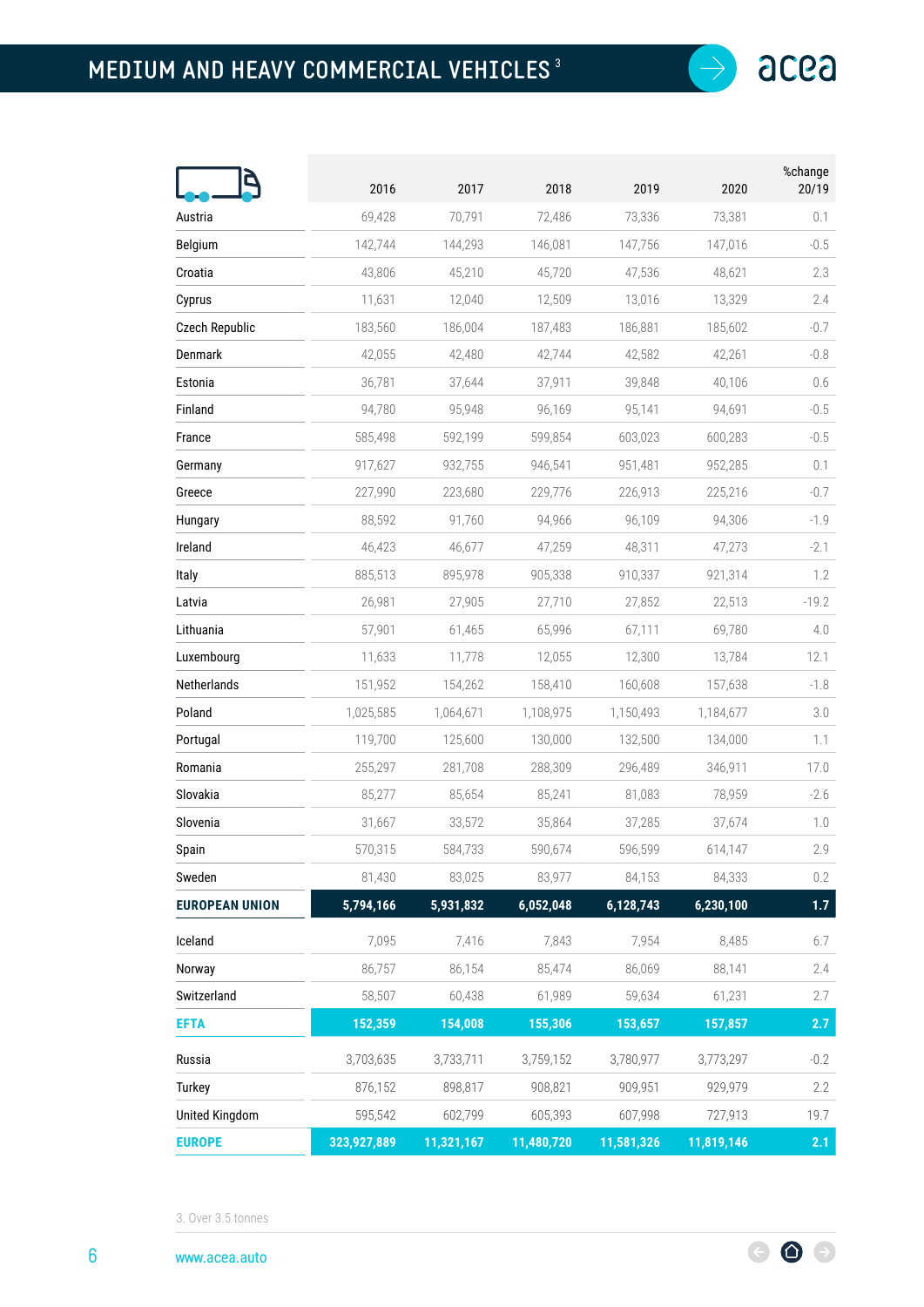# MEDIUM AND HEAVY COMMERCIAL VEHICLES [3]

| | 2016 | 2017 | 2018 | 2019 | 2020 | %change 20/19 |
|---|---|---|---|---|---|---|
| Austria | 69,428 | 70,791 | 72,486 | 73,336 | 73,381 | 0.1 |
| Belgium | 142,744 | 144,293 | 146,081 | 147,756 | 147,016 | -0.5 |
| Croatia | 43,806 | 45,210 | 45,720 | 47,536 | 48,621 | 2.3 |
| Cyprus | 11,631 | 12,040 | 12,509 | 13,016 | 13,329 | 2.4 |
| Czech Republic | 183,560 | 186,004 | 187,483 | 186,881 | 185,602 | -0.7 |
| Denmark | 42,055 | 42,480 | 42,744 | 42,582 | 42,261 | -0.8 |
| Estonia | 36,781 | 37,644 | 37,911 | 39,848 | 40,106 | 0.6 |
| Finland | 94,780 | 95,948 | 96,169 | 95,141 | 94,691 | -0.5 |
| France | 585,498 | 592,199 | 599,854 | 603,023 | 600,283 | -0.5 |
| Germany | 917,627 | 932,755 | 946,541 | 951,481 | 952,285 | 0.1 |
| Greece | 227,990 | 223,680 | 229,776 | 226,913 | 225,216 | -0.7 |
| Hungary | 88,592 | 91,760 | 94,966 | 96,109 | 94,306 | -1.9 |
| Ireland | 46,423 | 46,677 | 47,259 | 48,311 | 47,273 | -2.1 |
| Italy | 885,513 | 895,978 | 905,338 | 910,337 | 921,314 | 1.2 |
| Latvia | 26,981 | 27,905 | 27,710 | 27,852 | 22,513 | -19.2 |
| Lithuania | 57,901 | 61,465 | 65,996 | 67,111 | 69,780 | 4.0 |
| Luxembourg | 11,633 | 11,778 | 12,055 | 12,300 | 13,784 | 12.1 |
| Netherlands | 151,952 | 154,262 | 158,410 | 160,608 | 157,638 | -1.8 |
| Poland | 1,025,585 | 1,064,671 | 1,108,975 | 1,150,493 | 1,184,677 | 3.0 |
| Portugal | 119,700 | 125,600 | 130,000 | 132,500 | 134,000 | 1.1 |
| Romania | 255,297 | 281,708 | 288,309 | 296,489 | 346,911 | 17.0 |
| Slovakia | 85,277 | 85,654 | 85,241 | 81,083 | 78,959 | -2.6 |
| Slovenia | 31,667 | 33,572 | 35,864 | 37,285 | 37,674 | 1.0 |
| Spain | 570,315 | 584,733 | 590,674 | 596,599 | 614,147 | 2.9 |
| Sweden | 81,430 | 83,025 | 83,977 | 84,153 | 84,333 | 0.2 |
| **EUROPEAN UNION** | **5,794,166** | **5,931,832** | **6,052,048** | **6,128,743** | **6,230,100** | **1.7** |
| Iceland | 7,095 | 7,416 | 7,843 | 7,954 | 8,485 | 6.7 |
| Norway | 86,757 | 86,154 | 85,474 | 86,069 | 88,141 | 2.4 |
| Switzerland | 58,507 | 60,438 | 61,989 | 59,634 | 61,231 | 2.7 |
| **EFTA** | **152,359** | **154,008** | **155,306** | **153,657** | **157,857** | **2.7** |
| Russia | 3,703,635 | 3,733,711 | 3,759,152 | 3,780,977 | 3,773,297 | -0.2 |
| Turkey | 876,152 | 898,817 | 908,821 | 909,951 | 929,979 | 2.2 |
| United Kingdom | 595,542 | 602,799 | 605,393 | 607,998 | 727,913 | 19.7 |
| **EUROPE** | **323,927,889** | **11,321,167** | **11,480,720** | **11,581,326** | **11,819,146** | **2.1** |

3. Over 3.5 tonnes

www.acea.auto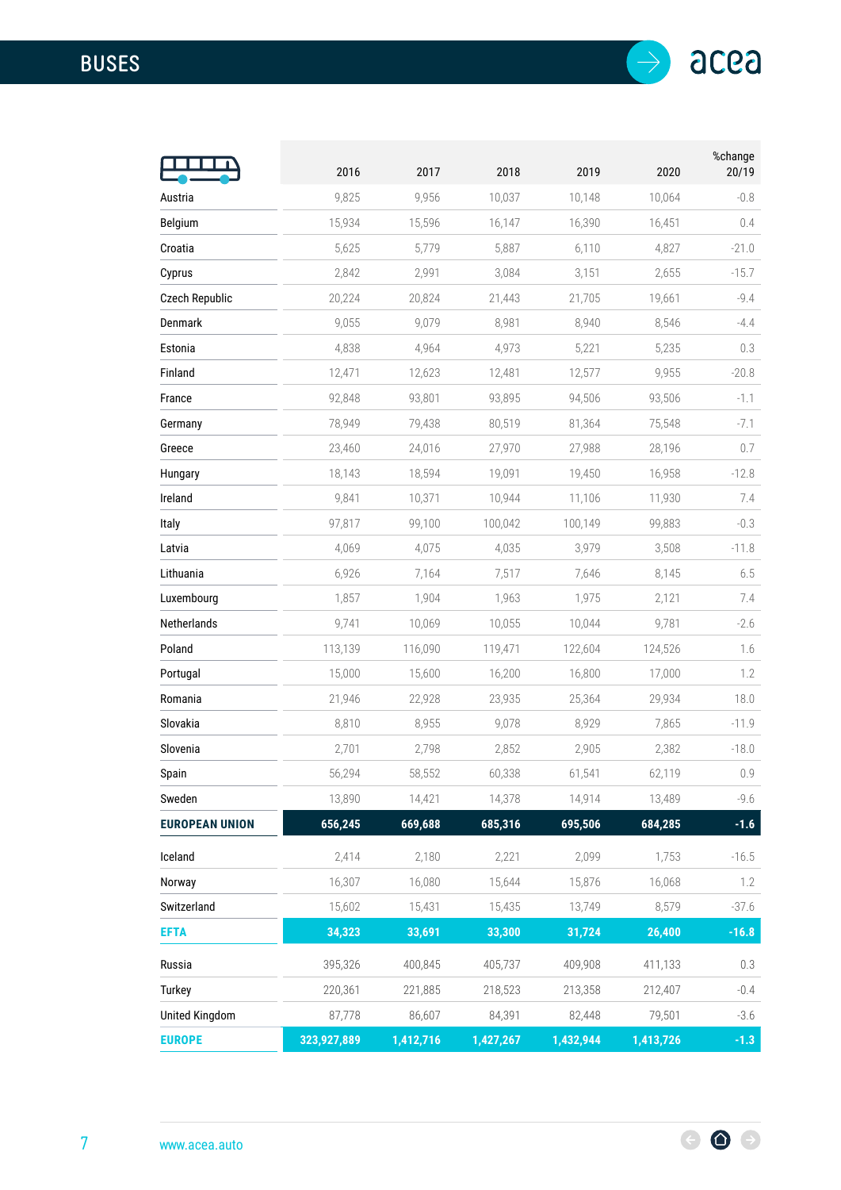# BUSES

| | 2016 | 2017 | 2018 | 2019 | 2020 | %change 20/19 |
|---|---|---|---|---|---|---|
| Austria | 9,825 | 9,956 | 10,037 | 10,148 | 10,064 | -0.8 |
| Belgium | 15,934 | 15,596 | 16,147 | 16,390 | 16,451 | 0.4 |
| Croatia | 5,625 | 5,779 | 5,887 | 6,110 | 4,827 | -21.0 |
| Cyprus | 2,842 | 2,991 | 3,084 | 3,151 | 2,655 | -15.7 |
| Czech Republic | 20,224 | 20,824 | 21,443 | 21,705 | 19,661 | -9.4 |
| Denmark | 9,055 | 9,079 | 8,981 | 8,940 | 8,546 | -4.4 |
| Estonia | 4,838 | 4,964 | 4,973 | 5,221 | 5,235 | 0.3 |
| Finland | 12,471 | 12,623 | 12,481 | 12,577 | 9,955 | -20.8 |
| France | 92,848 | 93,801 | 93,895 | 94,506 | 93,506 | -1.1 |
| Germany | 78,949 | 79,438 | 80,519 | 81,364 | 75,548 | -7.1 |
| Greece | 23,460 | 24,016 | 27,970 | 27,988 | 28,196 | 0.7 |
| Hungary | 18,143 | 18,594 | 19,091 | 19,450 | 16,958 | -12.8 |
| Ireland | 9,841 | 10,371 | 10,944 | 11,106 | 11,930 | 7.4 |
| Italy | 97,817 | 99,100 | 100,042 | 100,149 | 99,883 | -0.3 |
| Latvia | 4,069 | 4,075 | 4,035 | 3,979 | 3,508 | -11.8 |
| Lithuania | 6,926 | 7,164 | 7,517 | 7,646 | 8,145 | 6.5 |
| Luxembourg | 1,857 | 1,904 | 1,963 | 1,975 | 2,121 | 7.4 |
| Netherlands | 9,741 | 10,069 | 10,055 | 10,044 | 9,781 | -2.6 |
| Poland | 113,139 | 116,090 | 119,471 | 122,604 | 124,526 | 1.6 |
| Portugal | 15,000 | 15,600 | 16,200 | 16,800 | 17,000 | 1.2 |
| Romania | 21,946 | 22,928 | 23,935 | 25,364 | 29,934 | 18.0 |
| Slovakia | 8,810 | 8,955 | 9,078 | 8,929 | 7,865 | -11.9 |
| Slovenia | 2,701 | 2,798 | 2,852 | 2,905 | 2,382 | -18.0 |
| Spain | 56,294 | 58,552 | 60,338 | 61,541 | 62,119 | 0.9 |
| Sweden | 13,890 | 14,421 | 14,378 | 14,914 | 13,489 | -9.6 |
| **EUROPEAN UNION** | **656,245** | **669,688** | **685,316** | **695,506** | **684,285** | **-1.6** |
| Iceland | 2,414 | 2,180 | 2,221 | 2,099 | 1,753 | -16.5 |
| Norway | 16,307 | 16,080 | 15,644 | 15,876 | 16,068 | 1.2 |
| Switzerland | 15,602 | 15,431 | 15,435 | 13,749 | 8,579 | -37.6 |
| **EFTA** | **34,323** | **33,691** | **33,300** | **31,724** | **26,400** | **-16.8** |
| Russia | 395,326 | 400,845 | 405,737 | 409,908 | 411,133 | 0.3 |
| Turkey | 220,361 | 221,885 | 218,523 | 213,358 | 212,407 | -0.4 |
| United Kingdom | 87,778 | 86,607 | 84,391 | 82,448 | 79,501 | -3.6 |
| **EUROPE** | **323,927,889** | **1,412,716** | **1,427,267** | **1,432,944** | **1,413,726** | **-1.3** |

www.acea.auto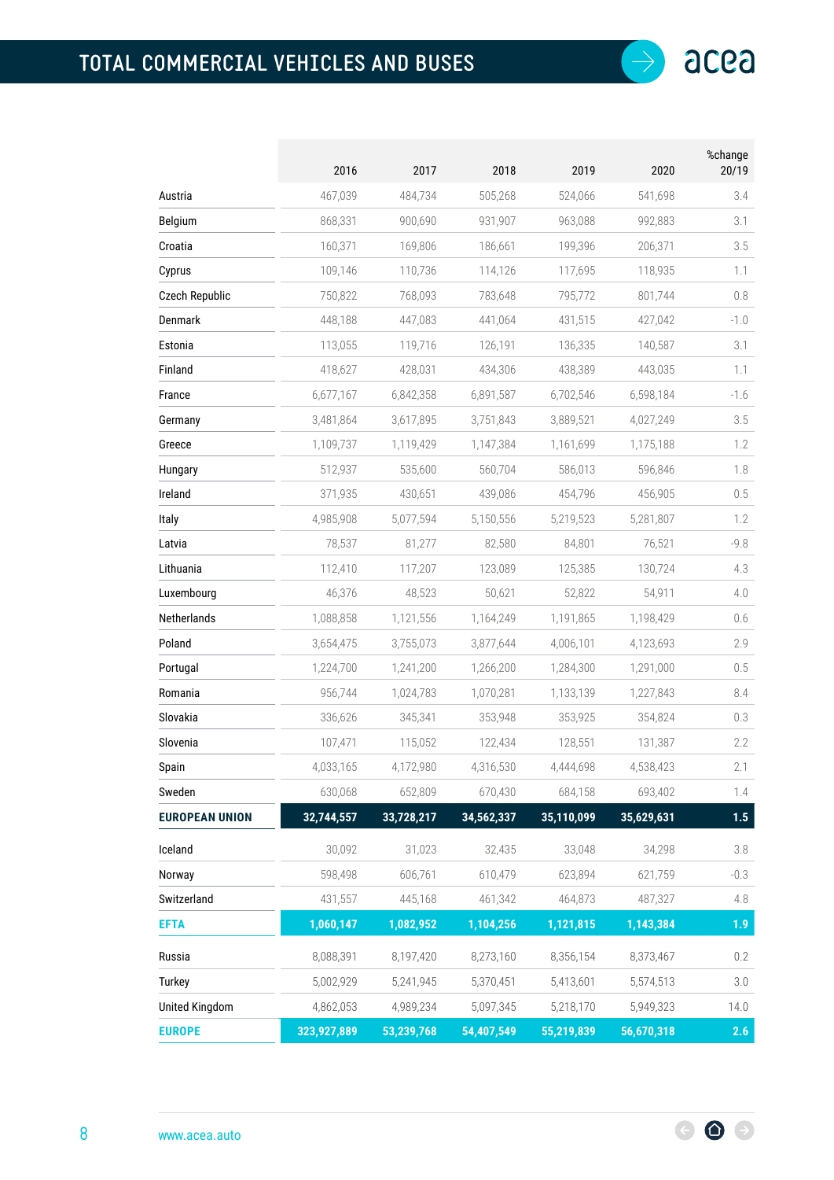# TOTAL COMMERCIAL VEHICLES AND BUSES

| | 2016 | 2017 | 2018 | 2019 | 2020 | %change 20/19 |
|---|---|---|---|---|---|---|
| Austria | 467,039 | 484,734 | 505,268 | 524,066 | 541,698 | 3.4 |
| Belgium | 868,331 | 900,690 | 931,907 | 963,088 | 992,883 | 3.1 |
| Croatia | 160,371 | 169,806 | 186,661 | 199,396 | 206,371 | 3.5 |
| Cyprus | 109,146 | 110,736 | 114,126 | 117,695 | 118,935 | 1.1 |
| Czech Republic | 750,822 | 768,093 | 783,648 | 795,772 | 801,744 | 0.8 |
| Denmark | 448,188 | 447,083 | 441,064 | 431,515 | 427,042 | -1.0 |
| Estonia | 113,055 | 119,716 | 126,191 | 136,335 | 140,587 | 3.1 |
| Finland | 418,627 | 428,031 | 434,306 | 438,389 | 443,035 | 1.1 |
| France | 6,677,167 | 6,842,358 | 6,891,587 | 6,702,546 | 6,598,184 | -1.6 |
| Germany | 3,481,864 | 3,617,895 | 3,751,843 | 3,889,521 | 4,027,249 | 3.5 |
| Greece | 1,109,737 | 1,119,429 | 1,147,384 | 1,161,699 | 1,175,188 | 1.2 |
| Hungary | 512,937 | 535,600 | 560,704 | 586,013 | 596,846 | 1.8 |
| Ireland | 371,935 | 430,651 | 439,086 | 454,796 | 456,905 | 0.5 |
| Italy | 4,985,908 | 5,077,594 | 5,150,556 | 5,219,523 | 5,281,807 | 1.2 |
| Latvia | 78,537 | 81,277 | 82,580 | 84,801 | 76,521 | -9.8 |
| Lithuania | 112,410 | 117,207 | 123,089 | 125,385 | 130,724 | 4.3 |
| Luxembourg | 46,376 | 48,523 | 50,621 | 52,822 | 54,911 | 4.0 |
| Netherlands | 1,088,858 | 1,121,556 | 1,164,249 | 1,191,865 | 1,198,429 | 0.6 |
| Poland | 3,654,475 | 3,755,073 | 3,877,644 | 4,006,101 | 4,123,693 | 2.9 |
| Portugal | 1,224,700 | 1,241,200 | 1,266,200 | 1,284,300 | 1,291,000 | 0.5 |
| Romania | 956,744 | 1,024,783 | 1,070,281 | 1,133,139 | 1,227,843 | 8.4 |
| Slovakia | 336,626 | 345,341 | 353,948 | 353,925 | 354,824 | 0.3 |
| Slovenia | 107,471 | 115,052 | 122,434 | 128,551 | 131,387 | 2.2 |
| Spain | 4,033,165 | 4,172,980 | 4,316,530 | 4,444,698 | 4,538,423 | 2.1 |
| Sweden | 630,068 | 652,809 | 670,430 | 684,158 | 693,402 | 1.4 |
| **EUROPEAN UNION** | **32,744,557** | **33,728,217** | **34,562,337** | **35,110,099** | **35,629,631** | **1.5** |
| Iceland | 30,092 | 31,023 | 32,435 | 33,048 | 34,298 | 3.8 |
| Norway | 598,498 | 606,761 | 610,479 | 623,894 | 621,759 | -0.3 |
| Switzerland | 431,557 | 445,168 | 461,342 | 464,873 | 487,327 | 4.8 |
| **EFTA** | **1,060,147** | **1,082,952** | **1,104,256** | **1,121,815** | **1,143,384** | **1.9** |
| Russia | 8,088,391 | 8,197,420 | 8,273,160 | 8,356,154 | 8,373,467 | 0.2 |
| Turkey | 5,002,929 | 5,241,945 | 5,370,451 | 5,413,601 | 5,574,513 | 3.0 |
| United Kingdom | 4,862,053 | 4,989,234 | 5,097,345 | 5,218,170 | 5,949,323 | 14.0 |
| **EUROPE** | **323,927,889** | **53,239,768** | **54,407,549** | **55,219,839** | **56,670,318** | **2.6** |

www.acea.auto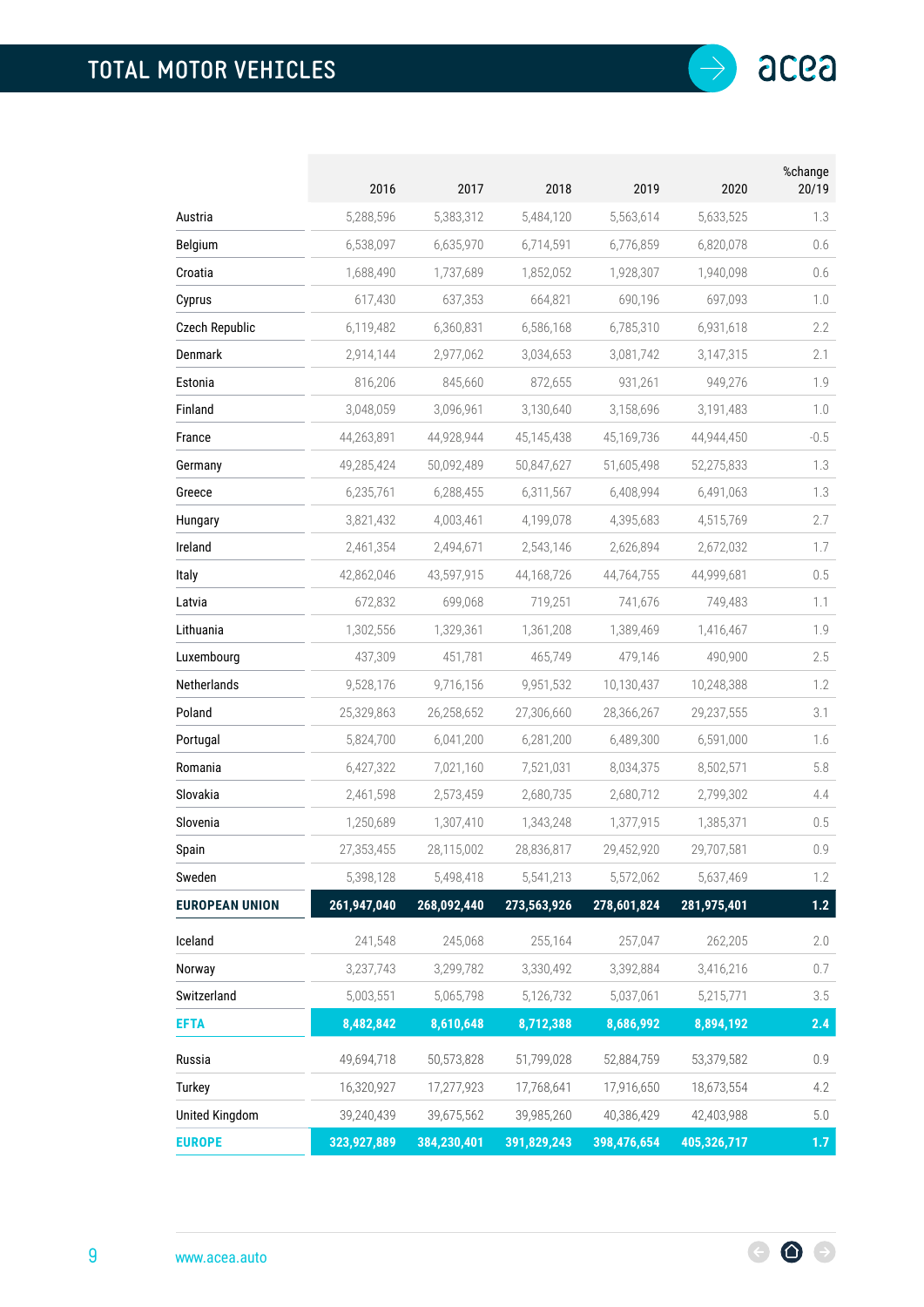# TOTAL MOTOR VEHICLES

| | 2016 | 2017 | 2018 | 2019 | 2020 | %change 20/19 |
|---|---|---|---|---|---|---|
| Austria | 5,288,596 | 5,383,312 | 5,484,120 | 5,563,614 | 5,633,525 | 1.3 |
| Belgium | 6,538,097 | 6,635,970 | 6,714,591 | 6,776,859 | 6,820,078 | 0.6 |
| Croatia | 1,688,490 | 1,737,689 | 1,852,052 | 1,928,307 | 1,940,098 | 0.6 |
| Cyprus | 617,430 | 637,353 | 664,821 | 690,196 | 697,093 | 1.0 |
| Czech Republic | 6,119,482 | 6,360,831 | 6,586,168 | 6,785,310 | 6,931,618 | 2.2 |
| Denmark | 2,914,144 | 2,977,062 | 3,034,653 | 3,081,742 | 3,147,315 | 2.1 |
| Estonia | 816,206 | 845,660 | 872,655 | 931,261 | 949,276 | 1.9 |
| Finland | 3,048,059 | 3,096,961 | 3,130,640 | 3,158,696 | 3,191,483 | 1.0 |
| France | 44,263,891 | 44,928,944 | 45,145,438 | 45,169,736 | 44,944,450 | -0.5 |
| Germany | 49,285,424 | 50,092,489 | 50,847,627 | 51,605,498 | 52,275,833 | 1.3 |
| Greece | 6,235,761 | 6,288,455 | 6,311,567 | 6,408,994 | 6,491,063 | 1.3 |
| Hungary | 3,821,432 | 4,003,461 | 4,199,078 | 4,395,683 | 4,515,769 | 2.7 |
| Ireland | 2,461,354 | 2,494,671 | 2,543,146 | 2,626,894 | 2,672,032 | 1.7 |
| Italy | 42,862,046 | 43,597,915 | 44,168,726 | 44,764,755 | 44,999,681 | 0.5 |
| Latvia | 672,832 | 699,068 | 719,251 | 741,676 | 749,483 | 1.1 |
| Lithuania | 1,302,556 | 1,329,361 | 1,361,208 | 1,389,469 | 1,416,467 | 1.9 |
| Luxembourg | 437,309 | 451,781 | 465,749 | 479,146 | 490,900 | 2.5 |
| Netherlands | 9,528,176 | 9,716,156 | 9,951,532 | 10,130,437 | 10,248,388 | 1.2 |
| Poland | 25,329,863 | 26,258,652 | 27,306,660 | 28,366,267 | 29,237,555 | 3.1 |
| Portugal | 5,824,700 | 6,041,200 | 6,281,200 | 6,489,300 | 6,591,000 | 1.6 |
| Romania | 6,427,322 | 7,021,160 | 7,521,031 | 8,034,375 | 8,502,571 | 5.8 |
| Slovakia | 2,461,598 | 2,573,459 | 2,680,735 | 2,680,712 | 2,799,302 | 4.4 |
| Slovenia | 1,250,689 | 1,307,410 | 1,343,248 | 1,377,915 | 1,385,371 | 0.5 |
| Spain | 27,353,455 | 28,115,002 | 28,836,817 | 29,452,920 | 29,707,581 | 0.9 |
| Sweden | 5,398,128 | 5,498,418 | 5,541,213 | 5,572,062 | 5,637,469 | 1.2 |
| **EUROPEAN UNION** | **261,947,040** | **268,092,440** | **273,563,926** | **278,601,824** | **281,975,401** | **1.2** |
| Iceland | 241,548 | 245,068 | 255,164 | 257,047 | 262,205 | 2.0 |
| Norway | 3,237,743 | 3,299,782 | 3,330,492 | 3,392,884 | 3,416,216 | 0.7 |
| Switzerland | 5,003,551 | 5,065,798 | 5,126,732 | 5,037,061 | 5,215,771 | 3.5 |
| **EFTA** | **8,482,842** | **8,610,648** | **8,712,388** | **8,686,992** | **8,894,192** | **2.4** |
| Russia | 49,694,718 | 50,573,828 | 51,799,028 | 52,884,759 | 53,379,582 | 0.9 |
| Turkey | 16,320,927 | 17,277,923 | 17,768,641 | 17,916,650 | 18,673,554 | 4.2 |
| United Kingdom | 39,240,439 | 39,675,562 | 39,985,260 | 40,386,429 | 42,403,988 | 5.0 |
| **EUROPE** | **323,927,889** | **384,230,401** | **391,829,243** | **398,476,654** | **405,326,717** | **1.7** |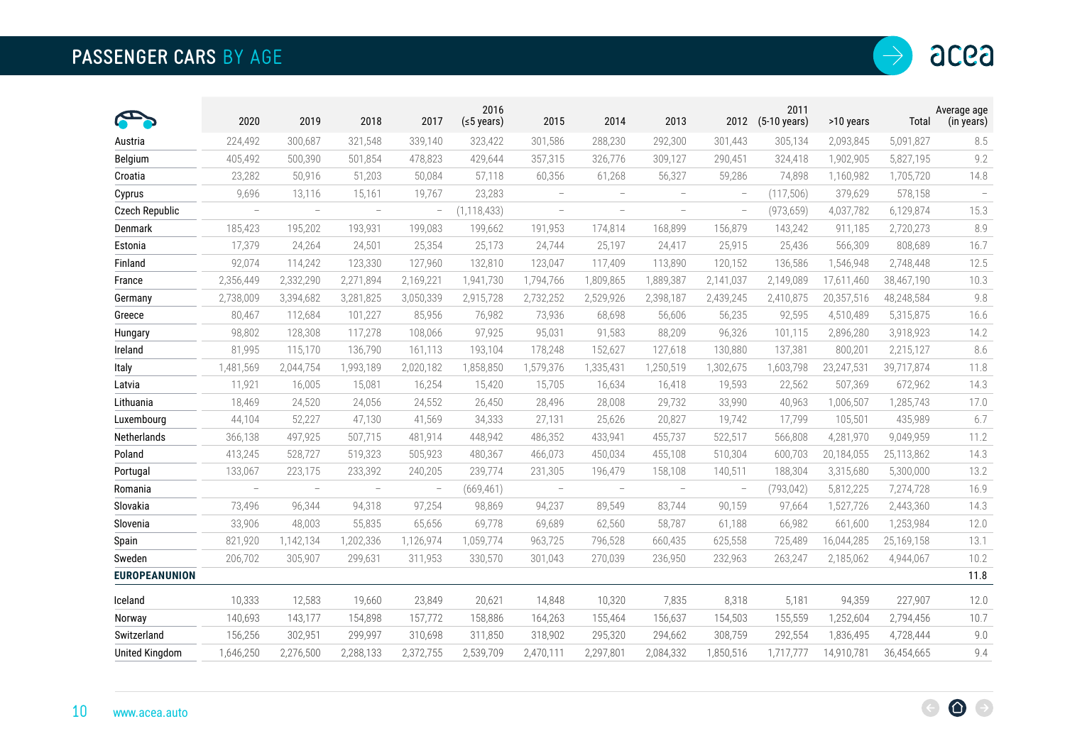# PASSENGER CARS BY AGE

| | 2020 | 2019 | 2018 | 2017 | 2016 (≤5 years) | 2015 | 2014 | 2013 | 2012 | 2011 (5-10 years) | >10 years | Total | Average age (in years) |
|---|---|---|---|---|---|---|---|---|---|---|---|---|---|
| Austria | 224,492 | 300,687 | 321,548 | 339,140 | 323,422 | 301,586 | 288,230 | 292,300 | 301,443 | 305,134 | 2,093,845 | 5,091,827 | 8.5 |
| Belgium | 405,492 | 500,390 | 501,854 | 478,823 | 429,644 | 357,315 | 326,776 | 309,127 | 290,451 | 324,418 | 1,902,905 | 5,827,195 | 9.2 |
| Croatia | 23,282 | 50,916 | 51,203 | 50,084 | 57,118 | 60,356 | 61,268 | 56,327 | 59,286 | 74,898 | 1,160,982 | 1,705,720 | 14.8 |
| Cyprus | 9,696 | 13,116 | 15,161 | 19,767 | 23,283 | – | – | – | – | (117,506) | 379,629 | 578,158 | – |
| Czech Republic | – | – | – | – | (1,118,433) | – | – | – | – | (973,659) | 4,037,782 | 6,129,874 | 15.3 |
| Denmark | 185,423 | 195,202 | 193,931 | 199,083 | 199,662 | 191,953 | 174,814 | 168,899 | 156,879 | 143,242 | 911,185 | 2,720,273 | 8.9 |
| Estonia | 17,379 | 24,264 | 24,501 | 25,354 | 25,173 | 24,744 | 25,197 | 24,417 | 25,915 | 25,436 | 566,309 | 808,689 | 16.7 |
| Finland | 92,074 | 114,242 | 123,330 | 127,960 | 132,810 | 123,047 | 117,409 | 113,890 | 120,152 | 136,586 | 1,546,948 | 2,748,448 | 12.5 |
| France | 2,356,449 | 2,332,290 | 2,271,894 | 2,169,221 | 1,941,730 | 1,794,766 | 1,809,865 | 1,889,387 | 2,141,037 | 2,149,089 | 17,611,460 | 38,467,190 | 10.3 |
| Germany | 2,738,009 | 3,394,682 | 3,281,825 | 3,050,339 | 2,915,728 | 2,732,252 | 2,529,926 | 2,398,187 | 2,439,245 | 2,410,875 | 20,357,516 | 48,248,584 | 9.8 |
| Greece | 80,467 | 112,684 | 101,227 | 85,956 | 76,982 | 73,936 | 68,698 | 56,606 | 56,235 | 92,595 | 4,510,489 | 5,315,875 | 16.6 |
| Hungary | 98,802 | 128,308 | 117,278 | 108,066 | 97,925 | 95,031 | 91,583 | 88,209 | 96,326 | 101,115 | 2,896,280 | 3,918,923 | 14.2 |
| Ireland | 81,995 | 115,170 | 136,790 | 161,113 | 193,104 | 178,248 | 152,627 | 127,618 | 130,880 | 137,381 | 800,201 | 2,215,127 | 8.6 |
| Italy | 1,481,569 | 2,044,754 | 1,993,189 | 2,020,182 | 1,858,850 | 1,579,376 | 1,335,431 | 1,250,519 | 1,302,675 | 1,603,798 | 23,247,531 | 39,717,874 | 11.8 |
| Latvia | 11,921 | 16,005 | 15,081 | 16,254 | 15,420 | 15,705 | 16,634 | 16,418 | 19,593 | 22,562 | 507,369 | 672,962 | 14.3 |
| Lithuania | 18,469 | 24,520 | 24,056 | 24,552 | 26,450 | 28,496 | 28,008 | 29,732 | 33,990 | 40,963 | 1,006,507 | 1,285,743 | 17.0 |
| Luxembourg | 44,104 | 52,227 | 47,130 | 41,569 | 34,333 | 27,131 | 25,626 | 20,827 | 19,742 | 17,799 | 105,501 | 435,989 | 6.7 |
| Netherlands | 366,138 | 497,925 | 507,715 | 481,914 | 448,942 | 486,352 | 433,941 | 455,737 | 522,517 | 566,808 | 4,281,970 | 9,049,959 | 11.2 |
| Poland | 413,245 | 528,727 | 519,323 | 505,923 | 480,367 | 466,073 | 450,034 | 455,108 | 510,304 | 600,703 | 20,184,055 | 25,113,862 | 14.3 |
| Portugal | 133,067 | 223,175 | 233,392 | 240,205 | 239,774 | 231,305 | 196,479 | 158,108 | 140,511 | 188,304 | 3,315,680 | 5,300,000 | 13.2 |
| Romania | – | – | – | – | (669,461) | – | – | – | – | (793,042) | 5,812,225 | 7,274,728 | 16.9 |
| Slovakia | 73,496 | 96,344 | 94,318 | 97,254 | 98,869 | 94,237 | 89,549 | 83,744 | 90,159 | 97,664 | 1,527,726 | 2,443,360 | 14.3 |
| Slovenia | 33,906 | 48,003 | 55,835 | 65,656 | 69,778 | 69,689 | 62,560 | 58,787 | 61,188 | 66,982 | 661,600 | 1,253,984 | 12.0 |
| Spain | 821,920 | 1,142,134 | 1,202,336 | 1,126,974 | 1,059,774 | 963,725 | 796,528 | 660,435 | 625,558 | 725,489 | 16,044,285 | 25,169,158 | 13.1 |
| Sweden | 206,702 | 305,907 | 299,631 | 311,953 | 330,570 | 301,043 | 270,039 | 236,950 | 232,963 | 263,247 | 2,185,062 | 4,944,067 | 10.2 |
| **EUROPEAN UNION** | | | | | | | | | | | | | **11.8** |
| Iceland | 10,333 | 12,583 | 19,660 | 23,849 | 20,621 | 14,848 | 10,320 | 7,835 | 8,318 | 5,181 | 94,359 | 227,907 | 12.0 |
| Norway | 140,693 | 143,177 | 154,898 | 157,772 | 158,886 | 164,263 | 155,464 | 156,637 | 154,503 | 155,559 | 1,252,604 | 2,794,456 | 10.7 |
| Switzerland | 156,256 | 302,951 | 299,997 | 310,698 | 311,850 | 318,902 | 295,320 | 294,662 | 308,759 | 292,554 | 1,836,495 | 4,728,444 | 9.0 |
| United Kingdom | 1,646,250 | 2,276,500 | 2,288,133 | 2,372,755 | 2,539,709 | 2,470,111 | 2,297,801 | 2,084,332 | 1,850,516 | 1,717,777 | 14,910,781 | 36,454,665 | 9.4 |

www.acea.auto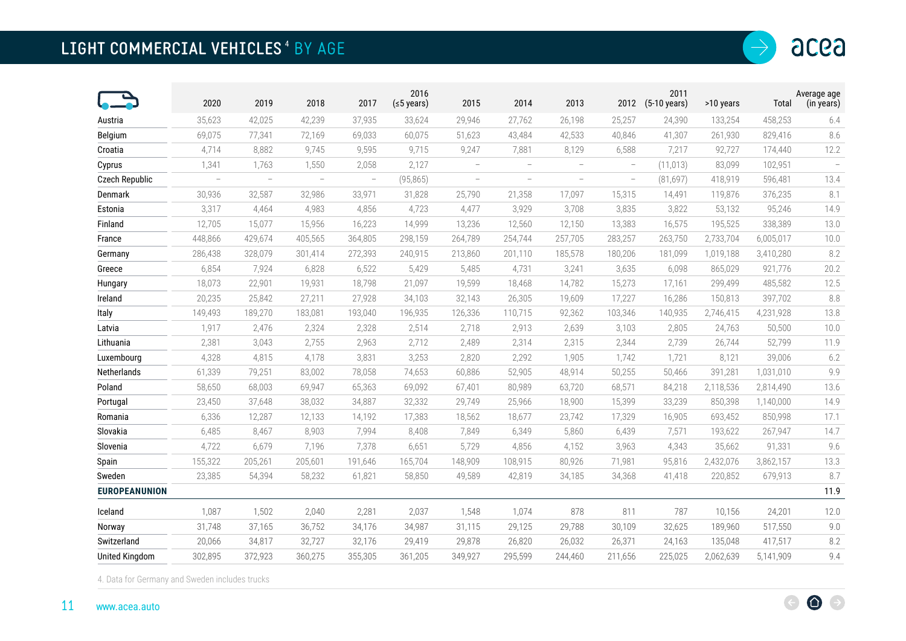# LIGHT COMMERCIAL VEHICLES[4] BY AGE

| | 2020 | 2019 | 2018 | 2017 | 2016 (≤5 years) | 2015 | 2014 | 2013 | 2012 | 2011 (5-10 years) | >10 years | Total | Average age (in years) |
|---|---|---|---|---|---|---|---|---|---|---|---|---|---|
| Austria | 35,623 | 42,025 | 42,239 | 37,935 | 33,624 | 29,946 | 27,762 | 26,198 | 25,257 | 24,390 | 133,254 | 458,253 | 6.4 |
| Belgium | 69,075 | 77,341 | 72,169 | 69,033 | 60,075 | 51,623 | 43,484 | 42,533 | 40,846 | 41,307 | 261,930 | 829,416 | 8.6 |
| Croatia | 4,714 | 8,882 | 9,745 | 9,595 | 9,715 | 9,247 | 7,881 | 8,129 | 6,588 | 7,217 | 92,727 | 174,440 | 12.2 |
| Cyprus | 1,341 | 1,763 | 1,550 | 2,058 | 2,127 | – | – | – | – | (11,013) | 83,099 | 102,951 | – |
| Czech Republic | – | – | – | – | (95,865) | – | – | – | – | (81,697) | 418,919 | 596,481 | 13.4 |
| Denmark | 30,936 | 32,587 | 32,986 | 33,971 | 31,828 | 25,790 | 21,358 | 17,097 | 15,315 | 14,491 | 119,876 | 376,235 | 8.1 |
| Estonia | 3,317 | 4,464 | 4,983 | 4,856 | 4,723 | 4,477 | 3,929 | 3,708 | 3,835 | 3,822 | 53,132 | 95,246 | 14.9 |
| Finland | 12,705 | 15,077 | 15,956 | 16,223 | 14,999 | 13,236 | 12,560 | 12,150 | 13,383 | 16,575 | 195,525 | 338,389 | 13.0 |
| France | 448,866 | 429,674 | 405,565 | 364,805 | 298,159 | 264,789 | 254,744 | 257,705 | 283,257 | 263,750 | 2,733,704 | 6,005,017 | 10.0 |
| Germany | 286,438 | 328,079 | 301,414 | 272,393 | 240,915 | 213,860 | 201,110 | 185,578 | 180,206 | 181,099 | 1,019,188 | 3,410,280 | 8.2 |
| Greece | 6,854 | 7,924 | 6,828 | 6,522 | 5,429 | 5,485 | 4,731 | 3,241 | 3,635 | 6,098 | 865,029 | 921,776 | 20.2 |
| Hungary | 18,073 | 22,901 | 19,931 | 18,798 | 21,097 | 19,599 | 18,468 | 14,782 | 15,273 | 17,161 | 299,499 | 485,582 | 12.5 |
| Ireland | 20,235 | 25,842 | 27,211 | 27,928 | 34,103 | 32,143 | 26,305 | 19,609 | 17,227 | 16,286 | 150,813 | 397,702 | 8.8 |
| Italy | 149,493 | 189,270 | 183,081 | 193,040 | 196,935 | 126,336 | 110,715 | 92,362 | 103,346 | 140,935 | 2,746,415 | 4,231,928 | 13.8 |
| Latvia | 1,917 | 2,476 | 2,324 | 2,328 | 2,514 | 2,718 | 2,913 | 2,639 | 3,103 | 2,805 | 24,763 | 50,500 | 10.0 |
| Lithuania | 2,381 | 3,043 | 2,755 | 2,963 | 2,712 | 2,489 | 2,314 | 2,315 | 2,344 | 2,739 | 26,744 | 52,799 | 11.9 |
| Luxembourg | 4,328 | 4,815 | 4,178 | 3,831 | 3,253 | 2,820 | 2,292 | 1,905 | 1,742 | 1,721 | 8,121 | 39,006 | 6.2 |
| Netherlands | 61,339 | 79,251 | 83,002 | 78,058 | 74,653 | 60,886 | 52,905 | 48,914 | 50,255 | 50,466 | 391,281 | 1,031,010 | 9.9 |
| Poland | 58,650 | 68,003 | 69,947 | 65,363 | 69,092 | 67,401 | 80,989 | 63,720 | 68,571 | 84,218 | 2,118,536 | 2,814,490 | 13.6 |
| Portugal | 23,450 | 37,648 | 38,032 | 34,887 | 32,332 | 29,749 | 25,966 | 18,900 | 15,399 | 33,239 | 850,398 | 1,140,000 | 14.9 |
| Romania | 6,336 | 12,287 | 12,133 | 14,192 | 17,383 | 18,562 | 18,677 | 23,742 | 17,329 | 16,905 | 693,452 | 850,998 | 17.1 |
| Slovakia | 6,485 | 8,467 | 8,903 | 7,994 | 8,408 | 7,849 | 6,349 | 5,860 | 6,439 | 7,571 | 193,622 | 267,947 | 14.7 |
| Slovenia | 4,722 | 6,679 | 7,196 | 7,378 | 6,651 | 5,729 | 4,856 | 4,152 | 3,963 | 4,343 | 35,662 | 91,331 | 9.6 |
| Spain | 155,322 | 205,261 | 205,601 | 191,646 | 165,704 | 148,909 | 108,915 | 80,926 | 71,981 | 95,816 | 2,432,076 | 3,862,157 | 13.3 |
| Sweden | 23,385 | 54,394 | 58,232 | 61,821 | 58,850 | 49,589 | 42,819 | 34,185 | 34,368 | 41,418 | 220,852 | 679,913 | 8.7 |
| **EUROPEAN UNION** | | | | | | | | | | | | | 11.9 |
| Iceland | 1,087 | 1,502 | 2,040 | 2,281 | 2,037 | 1,548 | 1,074 | 878 | 811 | 787 | 10,156 | 24,201 | 12.0 |
| Norway | 31,748 | 37,165 | 36,752 | 34,176 | 34,987 | 31,115 | 29,125 | 29,788 | 30,109 | 32,625 | 189,960 | 517,550 | 9.0 |
| Switzerland | 20,066 | 34,817 | 32,727 | 32,176 | 29,419 | 29,878 | 26,820 | 26,032 | 26,371 | 24,163 | 135,048 | 417,517 | 8.2 |
| United Kingdom | 302,895 | 372,923 | 360,275 | 355,305 | 361,205 | 349,927 | 295,599 | 244,460 | 211,656 | 225,025 | 2,062,639 | 5,141,909 | 9.4 |

4. Data for Germany and Sweden includes trucks

www.acea.auto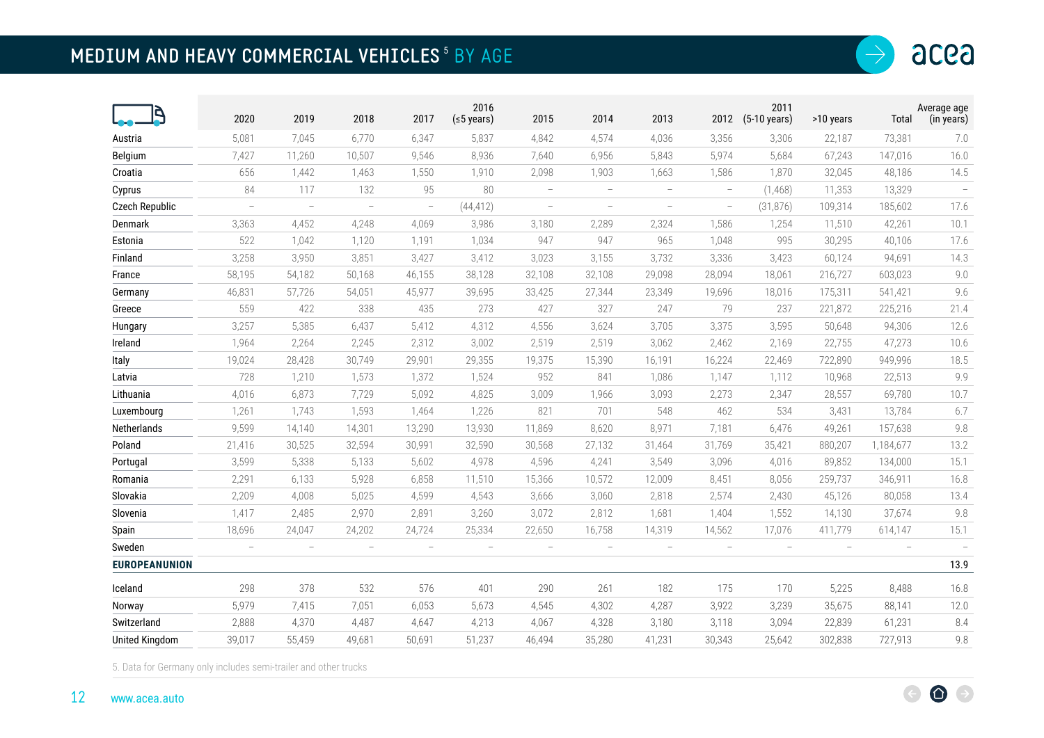# MEDIUM AND HEAVY COMMERCIAL VEHICLES [5] BY AGE

| | 2020 | 2019 | 2018 | 2017 | 2016 (≤5 years) | 2015 | 2014 | 2013 | 2012 | 2011 (5-10 years) | >10 years | Total | Average age (in years) |
|---|---|---|---|---|---|---|---|---|---|---|---|---|---|
| Austria | 5,081 | 7,045 | 6,770 | 6,347 | 5,837 | 4,842 | 4,574 | 4,036 | 3,356 | 3,306 | 22,187 | 73,381 | 7.0 |
| Belgium | 7,427 | 11,260 | 10,507 | 9,546 | 8,936 | 7,640 | 6,956 | 5,843 | 5,974 | 5,684 | 67,243 | 147,016 | 16.0 |
| Croatia | 656 | 1,442 | 1,463 | 1,550 | 1,910 | 2,098 | 1,903 | 1,663 | 1,586 | 1,870 | 32,045 | 48,186 | 14.5 |
| Cyprus | 84 | 117 | 132 | 95 | 80 | – | – | – | – | (1,468) | 11,353 | 13,329 | – |
| Czech Republic | – | – | – | – | (44,412) | – | – | – | – | (31,876) | 109,314 | 185,602 | 17.6 |
| Denmark | 3,363 | 4,452 | 4,248 | 4,069 | 3,986 | 3,180 | 2,289 | 2,324 | 1,586 | 1,254 | 11,510 | 42,261 | 10.1 |
| Estonia | 522 | 1,042 | 1,120 | 1,191 | 1,034 | 947 | 947 | 965 | 1,048 | 995 | 30,295 | 40,106 | 17.6 |
| Finland | 3,258 | 3,950 | 3,851 | 3,427 | 3,412 | 3,023 | 3,155 | 3,732 | 3,336 | 3,423 | 60,124 | 94,691 | 14.3 |
| France | 58,195 | 54,182 | 50,168 | 46,155 | 38,128 | 32,108 | 32,108 | 29,098 | 28,094 | 18,061 | 216,727 | 603,023 | 9.0 |
| Germany | 46,831 | 57,726 | 54,051 | 45,977 | 39,695 | 33,425 | 27,344 | 23,349 | 19,696 | 18,016 | 175,311 | 541,421 | 9.6 |
| Greece | 559 | 422 | 338 | 435 | 273 | 427 | 327 | 247 | 79 | 237 | 221,872 | 225,216 | 21.4 |
| Hungary | 3,257 | 5,385 | 6,437 | 5,412 | 4,312 | 4,556 | 3,624 | 3,705 | 3,375 | 3,595 | 50,648 | 94,306 | 12.6 |
| Ireland | 1,964 | 2,264 | 2,245 | 2,312 | 3,002 | 2,519 | 2,519 | 3,062 | 2,462 | 2,169 | 22,755 | 47,273 | 10.6 |
| Italy | 19,024 | 28,428 | 30,749 | 29,901 | 29,355 | 19,375 | 15,390 | 16,191 | 16,224 | 22,469 | 722,890 | 949,996 | 18.5 |
| Latvia | 728 | 1,210 | 1,573 | 1,372 | 1,524 | 952 | 841 | 1,086 | 1,147 | 1,112 | 10,968 | 22,513 | 9.9 |
| Lithuania | 4,016 | 6,873 | 7,729 | 5,092 | 4,825 | 3,009 | 1,966 | 3,093 | 2,273 | 2,347 | 28,557 | 69,780 | 10.7 |
| Luxembourg | 1,261 | 1,743 | 1,593 | 1,464 | 1,226 | 821 | 701 | 548 | 462 | 534 | 3,431 | 13,784 | 6.7 |
| Netherlands | 9,599 | 14,140 | 14,301 | 13,290 | 13,930 | 11,869 | 8,620 | 8,971 | 7,181 | 6,476 | 49,261 | 157,638 | 9.8 |
| Poland | 21,416 | 30,525 | 32,594 | 30,991 | 32,590 | 30,568 | 27,132 | 31,464 | 31,769 | 35,421 | 880,207 | 1,184,677 | 13.2 |
| Portugal | 3,599 | 5,338 | 5,133 | 5,602 | 4,978 | 4,596 | 4,241 | 3,549 | 3,096 | 4,016 | 89,852 | 134,000 | 15.1 |
| Romania | 2,291 | 6,133 | 5,928 | 6,858 | 11,510 | 15,366 | 10,572 | 12,009 | 8,451 | 8,056 | 259,737 | 346,911 | 16.8 |
| Slovakia | 2,209 | 4,008 | 5,025 | 4,599 | 4,543 | 3,666 | 3,060 | 2,818 | 2,574 | 2,430 | 45,126 | 80,058 | 13.4 |
| Slovenia | 1,417 | 2,485 | 2,970 | 2,891 | 3,260 | 3,072 | 2,812 | 1,681 | 1,404 | 1,552 | 14,130 | 37,674 | 9.8 |
| Spain | 18,696 | 24,047 | 24,202 | 24,724 | 25,334 | 22,650 | 16,758 | 14,319 | 14,562 | 17,076 | 411,779 | 614,147 | 15.1 |
| Sweden | – | – | – | – | – | – | – | – | – | – | – | – | – |
| **EUROPEAN UNION** | | | | | | | | | | | | | **13.9** |
| Iceland | 298 | 378 | 532 | 576 | 401 | 290 | 261 | 182 | 175 | 170 | 5,225 | 8,488 | 16.8 |
| Norway | 5,979 | 7,415 | 7,051 | 6,053 | 5,673 | 4,545 | 4,302 | 4,287 | 3,922 | 3,239 | 35,675 | 88,141 | 12.0 |
| Switzerland | 2,888 | 4,370 | 4,487 | 4,647 | 4,213 | 4,067 | 4,328 | 3,180 | 3,118 | 3,094 | 22,839 | 61,231 | 8.4 |
| United Kingdom | 39,017 | 55,459 | 49,681 | 50,691 | 51,237 | 46,494 | 35,280 | 41,231 | 30,343 | 25,642 | 302,838 | 727,913 | 9.8 |

5. Data for Germany only includes semi-trailer and other trucks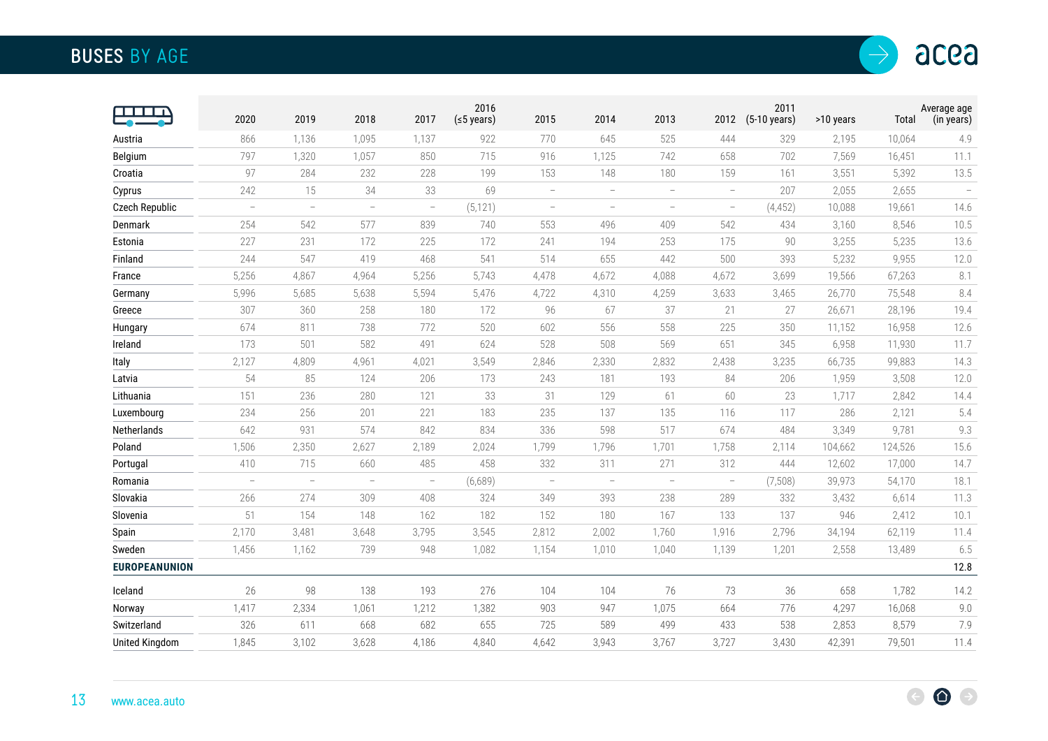# BUSES BY AGE

| | 2020 | 2019 | 2018 | 2017 | 2016 (≤5 years) | 2015 | 2014 | 2013 | 2012 | 2011 (5-10 years) | >10 years | Total | Average age (in years) |
|---|---|---|---|---|---|---|---|---|---|---|---|---|---|
| Austria | 866 | 1,136 | 1,095 | 1,137 | 922 | 770 | 645 | 525 | 444 | 329 | 2,195 | 10,064 | 4.9 |
| Belgium | 797 | 1,320 | 1,057 | 850 | 715 | 916 | 1,125 | 742 | 658 | 702 | 7,569 | 16,451 | 11.1 |
| Croatia | 97 | 284 | 232 | 228 | 199 | 153 | 148 | 180 | 159 | 161 | 3,551 | 5,392 | 13.5 |
| Cyprus | 242 | 15 | 34 | 33 | 69 | – | – | – | – | 207 | 2,055 | 2,655 | – |
| Czech Republic | – | – | – | – | (5,121) | – | – | – | – | (4,452) | 10,088 | 19,661 | 14.6 |
| Denmark | 254 | 542 | 577 | 839 | 740 | 553 | 496 | 409 | 542 | 434 | 3,160 | 8,546 | 10.5 |
| Estonia | 227 | 231 | 172 | 225 | 172 | 241 | 194 | 253 | 175 | 90 | 3,255 | 5,235 | 13.6 |
| Finland | 244 | 547 | 419 | 468 | 541 | 514 | 655 | 442 | 500 | 393 | 5,232 | 9,955 | 12.0 |
| France | 5,256 | 4,867 | 4,964 | 5,256 | 5,743 | 4,478 | 4,672 | 4,088 | 4,672 | 3,699 | 19,566 | 67,263 | 8.1 |
| Germany | 5,996 | 5,685 | 5,638 | 5,594 | 5,476 | 4,722 | 4,310 | 4,259 | 3,633 | 3,465 | 26,770 | 75,548 | 8.4 |
| Greece | 307 | 360 | 258 | 180 | 172 | 96 | 67 | 37 | 21 | 27 | 26,671 | 28,196 | 19.4 |
| Hungary | 674 | 811 | 738 | 772 | 520 | 602 | 556 | 558 | 225 | 350 | 11,152 | 16,958 | 12.6 |
| Ireland | 173 | 501 | 582 | 491 | 624 | 528 | 508 | 569 | 651 | 345 | 6,958 | 11,930 | 11.7 |
| Italy | 2,127 | 4,809 | 4,961 | 4,021 | 3,549 | 2,846 | 2,330 | 2,832 | 2,438 | 3,235 | 66,735 | 99,883 | 14.3 |
| Latvia | 54 | 85 | 124 | 206 | 173 | 243 | 181 | 193 | 84 | 206 | 1,959 | 3,508 | 12.0 |
| Lithuania | 151 | 236 | 280 | 121 | 33 | 31 | 129 | 61 | 60 | 23 | 1,717 | 2,842 | 14.4 |
| Luxembourg | 234 | 256 | 201 | 221 | 183 | 235 | 137 | 135 | 116 | 117 | 286 | 2,121 | 5.4 |
| Netherlands | 642 | 931 | 574 | 842 | 834 | 336 | 598 | 517 | 674 | 484 | 3,349 | 9,781 | 9.3 |
| Poland | 1,506 | 2,350 | 2,627 | 2,189 | 2,024 | 1,799 | 1,796 | 1,701 | 1,758 | 2,114 | 104,662 | 124,526 | 15.6 |
| Portugal | 410 | 715 | 660 | 485 | 458 | 332 | 311 | 271 | 312 | 444 | 12,602 | 17,000 | 14.7 |
| Romania | – | – | – | – | (6,689) | – | – | – | – | (7,508) | 39,973 | 54,170 | 18.1 |
| Slovakia | 266 | 274 | 309 | 408 | 324 | 349 | 393 | 238 | 289 | 332 | 3,432 | 6,614 | 11.3 |
| Slovenia | 51 | 154 | 148 | 162 | 182 | 152 | 180 | 167 | 133 | 137 | 946 | 2,412 | 10.1 |
| Spain | 2,170 | 3,481 | 3,648 | 3,795 | 3,545 | 2,812 | 2,002 | 1,760 | 1,916 | 2,796 | 34,194 | 62,119 | 11.4 |
| Sweden | 1,456 | 1,162 | 739 | 948 | 1,082 | 1,154 | 1,010 | 1,040 | 1,139 | 1,201 | 2,558 | 13,489 | 6.5 |
| **EUROPEAN UNION** | | | | | | | | | | | | | **12.8** |
| Iceland | 26 | 98 | 138 | 193 | 276 | 104 | 104 | 76 | 73 | 36 | 658 | 1,782 | 14.2 |
| Norway | 1,417 | 2,334 | 1,061 | 1,212 | 1,382 | 903 | 947 | 1,075 | 664 | 776 | 4,297 | 16,068 | 9.0 |
| Switzerland | 326 | 611 | 668 | 682 | 655 | 725 | 589 | 499 | 433 | 538 | 2,853 | 8,579 | 7.9 |
| United Kingdom | 1,845 | 3,102 | 3,628 | 4,186 | 4,840 | 4,642 | 3,943 | 3,767 | 3,727 | 3,430 | 42,391 | 79,501 | 11.4 |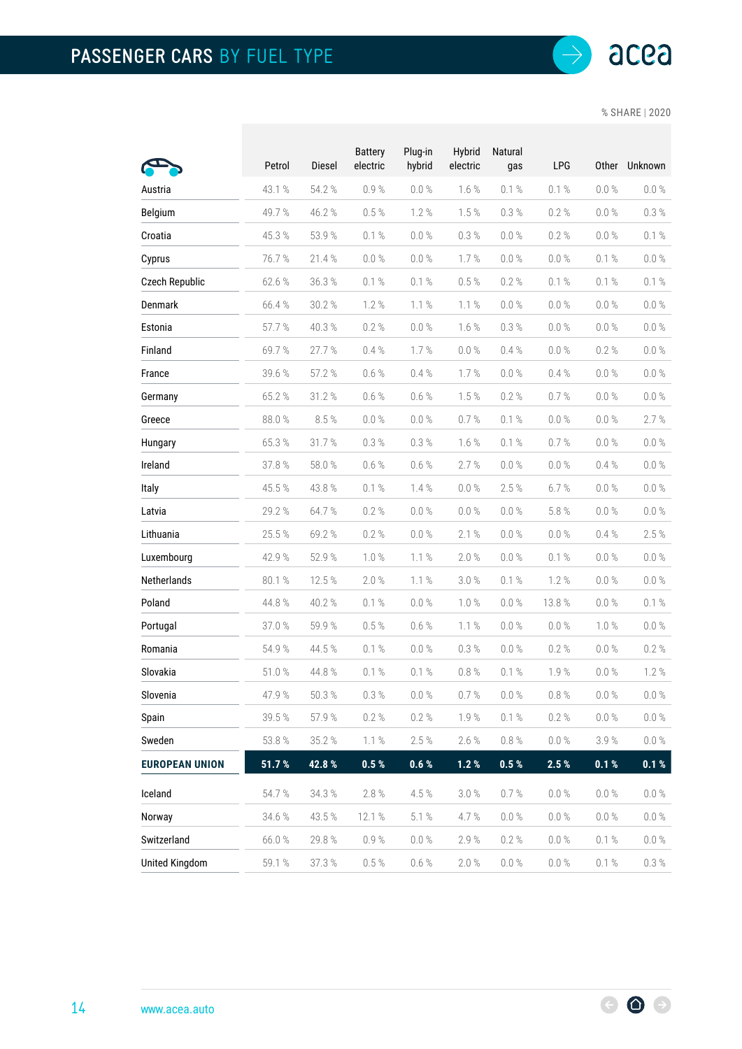# PASSENGER CARS BY FUEL TYPE

% SHARE | 2020

| | Petrol | Diesel | Battery electric | Plug-in hybrid | Hybrid electric | Natural gas | LPG | Other | Unknown |
|---|---|---|---|---|---|---|---|---|---|
| Austria | 43.1 % | 54.2 % | 0.9 % | 0.0 % | 1.6 % | 0.1 % | 0.1 % | 0.0 % | 0.0 % |
| Belgium | 49.7 % | 46.2 % | 0.5 % | 1.2 % | 1.5 % | 0.3 % | 0.2 % | 0.0 % | 0.3 % |
| Croatia | 45.3 % | 53.9 % | 0.1 % | 0.0 % | 0.3 % | 0.0 % | 0.2 % | 0.0 % | 0.1 % |
| Cyprus | 76.7 % | 21.4 % | 0.0 % | 0.0 % | 1.7 % | 0.0 % | 0.0 % | 0.1 % | 0.0 % |
| Czech Republic | 62.6 % | 36.3 % | 0.1 % | 0.1 % | 0.5 % | 0.2 % | 0.1 % | 0.1 % | 0.1 % |
| Denmark | 66.4 % | 30.2 % | 1.2 % | 1.1 % | 1.1 % | 0.0 % | 0.0 % | 0.0 % | 0.0 % |
| Estonia | 57.7 % | 40.3 % | 0.2 % | 0.0 % | 1.6 % | 0.3 % | 0.0 % | 0.0 % | 0.0 % |
| Finland | 69.7 % | 27.7 % | 0.4 % | 1.7 % | 0.0 % | 0.4 % | 0.0 % | 0.2 % | 0.0 % |
| France | 39.6 % | 57.2 % | 0.6 % | 0.4 % | 1.7 % | 0.0 % | 0.4 % | 0.0 % | 0.0 % |
| Germany | 65.2 % | 31.2 % | 0.6 % | 0.6 % | 1.5 % | 0.2 % | 0.7 % | 0.0 % | 0.0 % |
| Greece | 88.0 % | 8.5 % | 0.0 % | 0.0 % | 0.7 % | 0.1 % | 0.0 % | 0.0 % | 2.7 % |
| Hungary | 65.3 % | 31.7 % | 0.3 % | 0.3 % | 1.6 % | 0.1 % | 0.7 % | 0.0 % | 0.0 % |
| Ireland | 37.8 % | 58.0 % | 0.6 % | 0.6 % | 2.7 % | 0.0 % | 0.0 % | 0.4 % | 0.0 % |
| Italy | 45.5 % | 43.8 % | 0.1 % | 1.4 % | 0.0 % | 2.5 % | 6.7 % | 0.0 % | 0.0 % |
| Latvia | 29.2 % | 64.7 % | 0.2 % | 0.0 % | 0.0 % | 0.0 % | 5.8 % | 0.0 % | 0.0 % |
| Lithuania | 25.5 % | 69.2 % | 0.2 % | 0.0 % | 2.1 % | 0.0 % | 0.0 % | 0.4 % | 2.5 % |
| Luxembourg | 42.9 % | 52.9 % | 1.0 % | 1.1 % | 2.0 % | 0.0 % | 0.1 % | 0.0 % | 0.0 % |
| Netherlands | 80.1 % | 12.5 % | 2.0 % | 1.1 % | 3.0 % | 0.1 % | 1.2 % | 0.0 % | 0.0 % |
| Poland | 44.8 % | 40.2 % | 0.1 % | 0.0 % | 1.0 % | 0.0 % | 13.8 % | 0.0 % | 0.1 % |
| Portugal | 37.0 % | 59.9 % | 0.5 % | 0.6 % | 1.1 % | 0.0 % | 0.0 % | 1.0 % | 0.0 % |
| Romania | 54.9 % | 44.5 % | 0.1 % | 0.0 % | 0.3 % | 0.0 % | 0.2 % | 0.0 % | 0.2 % |
| Slovakia | 51.0 % | 44.8 % | 0.1 % | 0.1 % | 0.8 % | 0.1 % | 1.9 % | 0.0 % | 1.2 % |
| Slovenia | 47.9 % | 50.3 % | 0.3 % | 0.0 % | 0.7 % | 0.0 % | 0.8 % | 0.0 % | 0.0 % |
| Spain | 39.5 % | 57.9 % | 0.2 % | 0.2 % | 1.9 % | 0.1 % | 0.2 % | 0.0 % | 0.0 % |
| Sweden | 53.8 % | 35.2 % | 1.1 % | 2.5 % | 2.6 % | 0.8 % | 0.0 % | 3.9 % | 0.0 % |
| **EUROPEAN UNION** | **51.7 %** | **42.8 %** | **0.5 %** | **0.6 %** | **1.2 %** | **0.5 %** | **2.5 %** | **0.1 %** | **0.1 %** |
| Iceland | 54.7 % | 34.3 % | 2.8 % | 4.5 % | 3.0 % | 0.7 % | 0.0 % | 0.0 % | 0.0 % |
| Norway | 34.6 % | 43.5 % | 12.1 % | 5.1 % | 4.7 % | 0.0 % | 0.0 % | 0.0 % | 0.0 % |
| Switzerland | 66.0 % | 29.8 % | 0.9 % | 0.0 % | 2.9 % | 0.2 % | 0.0 % | 0.1 % | 0.0 % |
| United Kingdom | 59.1 % | 37.3 % | 0.5 % | 0.6 % | 2.0 % | 0.0 % | 0.0 % | 0.1 % | 0.3 % |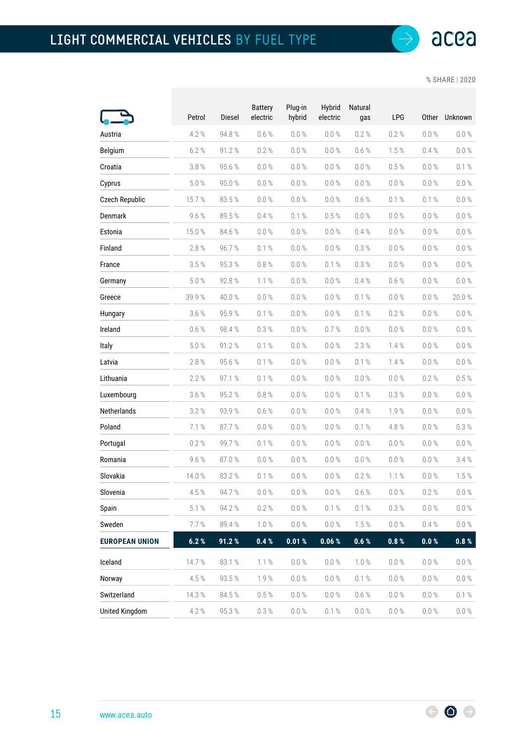# LIGHT COMMERCIAL VEHICLES BY FUEL TYPE

% SHARE | 2020

| | Petrol | Diesel | Battery electric | Plug-in hybrid | Hybrid electric | Natural gas | LPG | Other | Unknown |
|---|---|---|---|---|---|---|---|---|---|
| Austria | 4.2 % | 94.8 % | 0.6 % | 0.0 % | 0.0 % | 0.2 % | 0.2 % | 0.0 % | 0.0 % |
| Belgium | 6.2 % | 91.2 % | 0.2 % | 0.0 % | 0.0 % | 0.6 % | 1.5 % | 0.4 % | 0.0 % |
| Croatia | 3.8 % | 95.6 % | 0.0 % | 0.0 % | 0.0 % | 0.0 % | 0.5 % | 0.0 % | 0.1 % |
| Cyprus | 5.0 % | 95.0 % | 0.0 % | 0.0 % | 0.0 % | 0.0 % | 0.0 % | 0.0 % | 0.0 % |
| Czech Republic | 15.7 % | 83.5 % | 0.0 % | 0.0 % | 0.0 % | 0.6 % | 0.1 % | 0.1 % | 0.0 % |
| Denmark | 9.6 % | 89.5 % | 0.4 % | 0.1 % | 0.5 % | 0.0 % | 0.0 % | 0.0 % | 0.0 % |
| Estonia | 15.0 % | 84.6 % | 0.0 % | 0.0 % | 0.0 % | 0.4 % | 0.0 % | 0.0 % | 0.0 % |
| Finland | 2.8 % | 96.7 % | 0.1 % | 0.0 % | 0.0 % | 0.3 % | 0.0 % | 0.0 % | 0.0 % |
| France | 3.5 % | 95.3 % | 0.8 % | 0.0 % | 0.1 % | 0.3 % | 0.0 % | 0.0 % | 0.0 % |
| Germany | 5.0 % | 92.8 % | 1.1 % | 0.0 % | 0.0 % | 0.4 % | 0.6 % | 0.0 % | 0.0 % |
| Greece | 39.9 % | 40.0 % | 0.0 % | 0.0 % | 0.0 % | 0.1 % | 0.0 % | 0.0 % | 20.0 % |
| Hungary | 3.6 % | 95.9 % | 0.1 % | 0.0 % | 0.0 % | 0.1 % | 0.2 % | 0.0 % | 0.0 % |
| Ireland | 0.6 % | 98.4 % | 0.3 % | 0.0 % | 0.7 % | 0.0 % | 0.0 % | 0.0 % | 0.0 % |
| Italy | 5.0 % | 91.2 % | 0.1 % | 0.0 % | 0.0 % | 2.3 % | 1.4 % | 0.0 % | 0.0 % |
| Latvia | 2.8 % | 95.6 % | 0.1 % | 0.0 % | 0.0 % | 0.1 % | 1.4 % | 0.0 % | 0.0 % |
| Lithuania | 2.2 % | 97.1 % | 0.1 % | 0.0 % | 0.0 % | 0.0 % | 0.0 % | 0.2 % | 0.5 % |
| Luxembourg | 3.6 % | 95.2 % | 0.8 % | 0.0 % | 0.0 % | 0.1 % | 0.3 % | 0.0 % | 0.0 % |
| Netherlands | 3.2 % | 93.9 % | 0.6 % | 0.0 % | 0.0 % | 0.4 % | 1.9 % | 0.0 % | 0.0 % |
| Poland | 7.1 % | 87.7 % | 0.0 % | 0.0 % | 0.0 % | 0.1 % | 4.8 % | 0.0 % | 0.3 % |
| Portugal | 0.2 % | 99.7 % | 0.1 % | 0.0 % | 0.0 % | 0.0 % | 0.0 % | 0.0 % | 0.0 % |
| Romania | 9.6 % | 87.0 % | 0.0 % | 0.0 % | 0.0 % | 0.0 % | 0.0 % | 0.0 % | 3.4 % |
| Slovakia | 14.0 % | 83.2 % | 0.1 % | 0.0 % | 0.0 % | 0.2 % | 1.1 % | 0.0 % | 1.5 % |
| Slovenia | 4.5 % | 94.7 % | 0.0 % | 0.0 % | 0.0 % | 0.6 % | 0.0 % | 0.2 % | 0.0 % |
| Spain | 5.1 % | 94.2 % | 0.2 % | 0.0 % | 0.1 % | 0.1 % | 0.3 % | 0.0 % | 0.0 % |
| Sweden | 7.7 % | 89.4 % | 1.0 % | 0.0 % | 0.0 % | 1.5 % | 0.0 % | 0.4 % | 0.0 % |
| **EUROPEAN UNION** | **6.2 %** | **91.2 %** | **0.4 %** | **0.01 %** | **0.06 %** | **0.6 %** | **0.8 %** | **0.0 %** | **0.8 %** |
| Iceland | 14.7 % | 83.1 % | 1.1 % | 0.0 % | 0.0 % | 1.0 % | 0.0 % | 0.0 % | 0.0 % |
| Norway | 4.5 % | 93.5 % | 1.9 % | 0.0 % | 0.0 % | 0.1 % | 0.0 % | 0.0 % | 0.0 % |
| Switzerland | 14.3 % | 84.5 % | 0.5 % | 0.0 % | 0.0 % | 0.6 % | 0.0 % | 0.0 % | 0.1 % |
| United Kingdom | 4.2 % | 95.3 % | 0.3 % | 0.0 % | 0.1 % | 0.0 % | 0.0 % | 0.0 % | 0.0 % |

www.acea.auto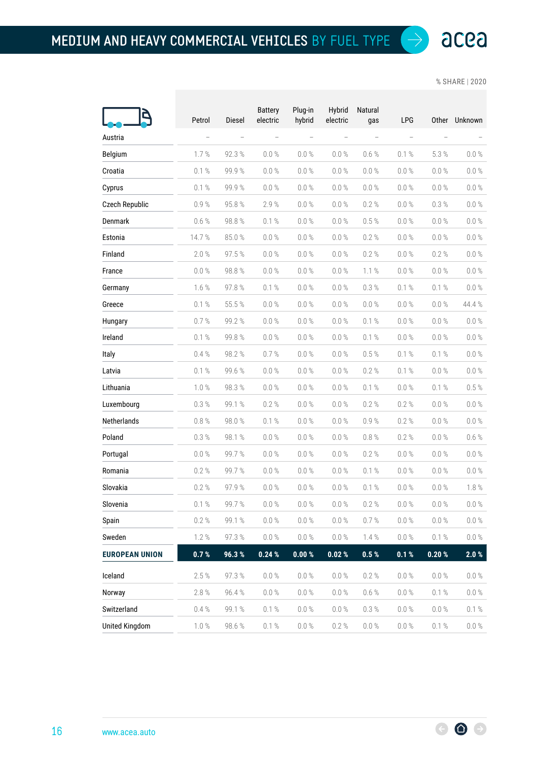# MEDIUM AND HEAVY COMMERCIAL VEHICLES BY FUEL TYPE

% SHARE | 2020

| | Petrol | Diesel | Battery electric | Plug-in hybrid | Hybrid electric | Natural gas | LPG | Other | Unknown |
|---|---|---|---|---|---|---|---|---|---|
| Austria | – | – | – | – | – | – | – | – | – |
| Belgium | 1.7 % | 92.3 % | 0.0 % | 0.0 % | 0.0 % | 0.6 % | 0.1 % | 5.3 % | 0.0 % |
| Croatia | 0.1 % | 99.9 % | 0.0 % | 0.0 % | 0.0 % | 0.0 % | 0.0 % | 0.0 % | 0.0 % |
| Cyprus | 0.1 % | 99.9 % | 0.0 % | 0.0 % | 0.0 % | 0.0 % | 0.0 % | 0.0 % | 0.0 % |
| Czech Republic | 0.9 % | 95.8 % | 2.9 % | 0.0 % | 0.0 % | 0.2 % | 0.0 % | 0.3 % | 0.0 % |
| Denmark | 0.6 % | 98.8 % | 0.1 % | 0.0 % | 0.0 % | 0.5 % | 0.0 % | 0.0 % | 0.0 % |
| Estonia | 14.7 % | 85.0 % | 0.0 % | 0.0 % | 0.0 % | 0.2 % | 0.0 % | 0.0 % | 0.0 % |
| Finland | 2.0 % | 97.5 % | 0.0 % | 0.0 % | 0.0 % | 0.2 % | 0.0 % | 0.2 % | 0.0 % |
| France | 0.0 % | 98.8 % | 0.0 % | 0.0 % | 0.0 % | 1.1 % | 0.0 % | 0.0 % | 0.0 % |
| Germany | 1.6 % | 97.8 % | 0.1 % | 0.0 % | 0.0 % | 0.3 % | 0.1 % | 0.1 % | 0.0 % |
| Greece | 0.1 % | 55.5 % | 0.0 % | 0.0 % | 0.0 % | 0.0 % | 0.0 % | 0.0 % | 44.4 % |
| Hungary | 0.7 % | 99.2 % | 0.0 % | 0.0 % | 0.0 % | 0.1 % | 0.0 % | 0.0 % | 0.0 % |
| Ireland | 0.1 % | 99.8 % | 0.0 % | 0.0 % | 0.0 % | 0.1 % | 0.0 % | 0.0 % | 0.0 % |
| Italy | 0.4 % | 98.2 % | 0.7 % | 0.0 % | 0.0 % | 0.5 % | 0.1 % | 0.1 % | 0.0 % |
| Latvia | 0.1 % | 99.6 % | 0.0 % | 0.0 % | 0.0 % | 0.2 % | 0.1 % | 0.0 % | 0.0 % |
| Lithuania | 1.0 % | 98.3 % | 0.0 % | 0.0 % | 0.0 % | 0.1 % | 0.0 % | 0.1 % | 0.5 % |
| Luxembourg | 0.3 % | 99.1 % | 0.2 % | 0.0 % | 0.0 % | 0.2 % | 0.2 % | 0.0 % | 0.0 % |
| Netherlands | 0.8 % | 98.0 % | 0.1 % | 0.0 % | 0.0 % | 0.9 % | 0.2 % | 0.0 % | 0.0 % |
| Poland | 0.3 % | 98.1 % | 0.0 % | 0.0 % | 0.0 % | 0.8 % | 0.2 % | 0.0 % | 0.6 % |
| Portugal | 0.0 % | 99.7 % | 0.0 % | 0.0 % | 0.0 % | 0.2 % | 0.0 % | 0.0 % | 0.0 % |
| Romania | 0.2 % | 99.7 % | 0.0 % | 0.0 % | 0.0 % | 0.1 % | 0.0 % | 0.0 % | 0.0 % |
| Slovakia | 0.2 % | 97.9 % | 0.0 % | 0.0 % | 0.0 % | 0.1 % | 0.0 % | 0.0 % | 1.8 % |
| Slovenia | 0.1 % | 99.7 % | 0.0 % | 0.0 % | 0.0 % | 0.2 % | 0.0 % | 0.0 % | 0.0 % |
| Spain | 0.2 % | 99.1 % | 0.0 % | 0.0 % | 0.0 % | 0.7 % | 0.0 % | 0.0 % | 0.0 % |
| Sweden | 1.2 % | 97.3 % | 0.0 % | 0.0 % | 0.0 % | 1.4 % | 0.0 % | 0.1 % | 0.0 % |
| **EUROPEAN UNION** | **0.7 %** | **96.3 %** | **0.24 %** | **0.00 %** | **0.02 %** | **0.5 %** | **0.1 %** | **0.20 %** | **2.0 %** |
| Iceland | 2.5 % | 97.3 % | 0.0 % | 0.0 % | 0.0 % | 0.2 % | 0.0 % | 0.0 % | 0.0 % |
| Norway | 2.8 % | 96.4 % | 0.0 % | 0.0 % | 0.0 % | 0.6 % | 0.0 % | 0.1 % | 0.0 % |
| Switzerland | 0.4 % | 99.1 % | 0.1 % | 0.0 % | 0.0 % | 0.3 % | 0.0 % | 0.0 % | 0.1 % |
| United Kingdom | 1.0 % | 98.6 % | 0.1 % | 0.0 % | 0.2 % | 0.0 % | 0.0 % | 0.1 % | 0.0 % |

www.acea.auto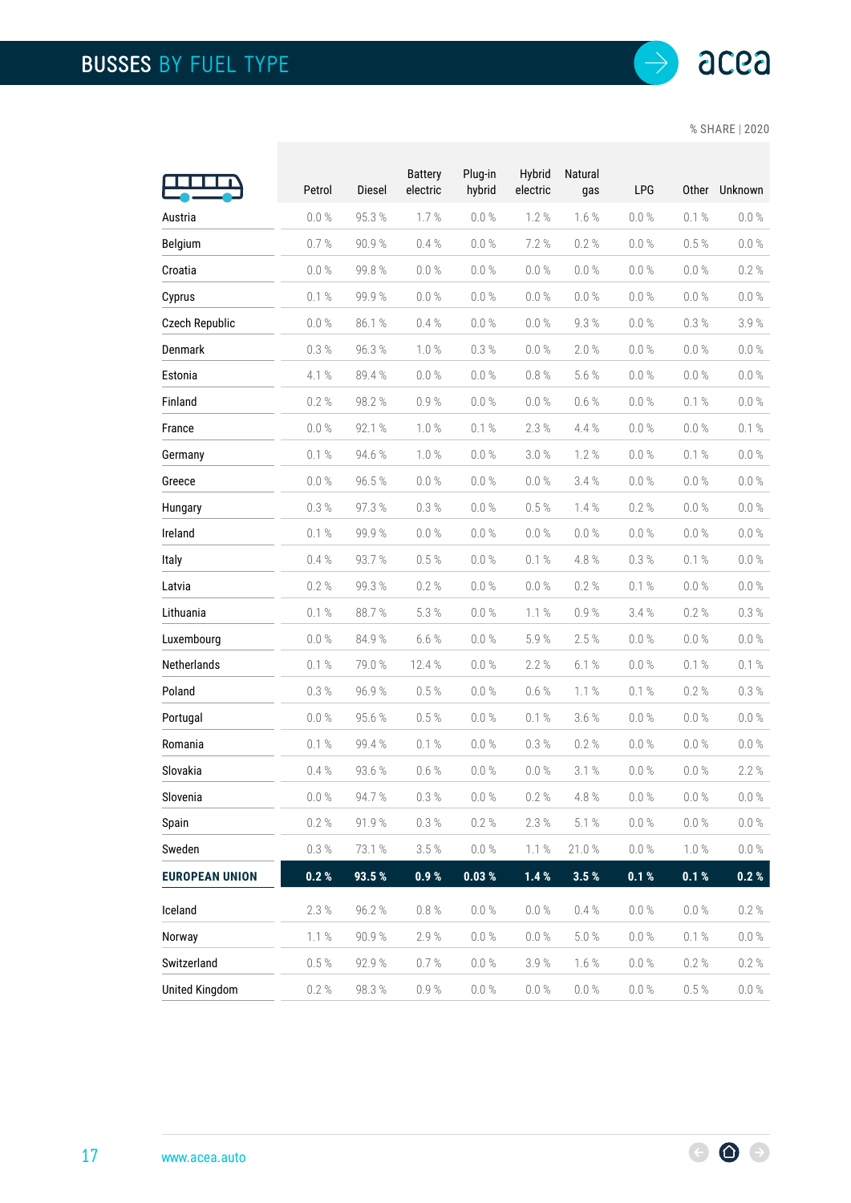# BUSSES BY FUEL TYPE

% SHARE | 2020

| | Petrol | Diesel | Battery electric | Plug-in hybrid | Hybrid electric | Natural gas | LPG | Other | Unknown |
|---|---|---|---|---|---|---|---|---|---|
| Austria | 0.0 % | 95.3 % | 1.7 % | 0.0 % | 1.2 % | 1.6 % | 0.0 % | 0.1 % | 0.0 % |
| Belgium | 0.7 % | 90.9 % | 0.4 % | 0.0 % | 7.2 % | 0.2 % | 0.0 % | 0.5 % | 0.0 % |
| Croatia | 0.0 % | 99.8 % | 0.0 % | 0.0 % | 0.0 % | 0.0 % | 0.0 % | 0.0 % | 0.2 % |
| Cyprus | 0.1 % | 99.9 % | 0.0 % | 0.0 % | 0.0 % | 0.0 % | 0.0 % | 0.0 % | 0.0 % |
| Czech Republic | 0.0 % | 86.1 % | 0.4 % | 0.0 % | 0.0 % | 9.3 % | 0.0 % | 0.3 % | 3.9 % |
| Denmark | 0.3 % | 96.3 % | 1.0 % | 0.3 % | 0.0 % | 2.0 % | 0.0 % | 0.0 % | 0.0 % |
| Estonia | 4.1 % | 89.4 % | 0.0 % | 0.0 % | 0.8 % | 5.6 % | 0.0 % | 0.0 % | 0.0 % |
| Finland | 0.2 % | 98.2 % | 0.9 % | 0.0 % | 0.0 % | 0.6 % | 0.0 % | 0.1 % | 0.0 % |
| France | 0.0 % | 92.1 % | 1.0 % | 0.1 % | 2.3 % | 4.4 % | 0.0 % | 0.0 % | 0.1 % |
| Germany | 0.1 % | 94.6 % | 1.0 % | 0.0 % | 3.0 % | 1.2 % | 0.0 % | 0.1 % | 0.0 % |
| Greece | 0.0 % | 96.5 % | 0.0 % | 0.0 % | 0.0 % | 3.4 % | 0.0 % | 0.0 % | 0.0 % |
| Hungary | 0.3 % | 97.3 % | 0.3 % | 0.0 % | 0.5 % | 1.4 % | 0.2 % | 0.0 % | 0.0 % |
| Ireland | 0.1 % | 99.9 % | 0.0 % | 0.0 % | 0.0 % | 0.0 % | 0.0 % | 0.0 % | 0.0 % |
| Italy | 0.4 % | 93.7 % | 0.5 % | 0.0 % | 0.1 % | 4.8 % | 0.3 % | 0.1 % | 0.0 % |
| Latvia | 0.2 % | 99.3 % | 0.2 % | 0.0 % | 0.0 % | 0.2 % | 0.1 % | 0.0 % | 0.0 % |
| Lithuania | 0.1 % | 88.7 % | 5.3 % | 0.0 % | 1.1 % | 0.9 % | 3.4 % | 0.2 % | 0.3 % |
| Luxembourg | 0.0 % | 84.9 % | 6.6 % | 0.0 % | 5.9 % | 2.5 % | 0.0 % | 0.0 % | 0.0 % |
| Netherlands | 0.1 % | 79.0 % | 12.4 % | 0.0 % | 2.2 % | 6.1 % | 0.0 % | 0.1 % | 0.1 % |
| Poland | 0.3 % | 96.9 % | 0.5 % | 0.0 % | 0.6 % | 1.1 % | 0.1 % | 0.2 % | 0.3 % |
| Portugal | 0.0 % | 95.6 % | 0.5 % | 0.0 % | 0.1 % | 3.6 % | 0.0 % | 0.0 % | 0.0 % |
| Romania | 0.1 % | 99.4 % | 0.1 % | 0.0 % | 0.3 % | 0.2 % | 0.0 % | 0.0 % | 0.0 % |
| Slovakia | 0.4 % | 93.6 % | 0.6 % | 0.0 % | 0.0 % | 3.1 % | 0.0 % | 0.0 % | 2.2 % |
| Slovenia | 0.0 % | 94.7 % | 0.3 % | 0.0 % | 0.2 % | 4.8 % | 0.0 % | 0.0 % | 0.0 % |
| Spain | 0.2 % | 91.9 % | 0.3 % | 0.2 % | 2.3 % | 5.1 % | 0.0 % | 0.0 % | 0.0 % |
| Sweden | 0.3 % | 73.1 % | 3.5 % | 0.0 % | 1.1 % | 21.0 % | 0.0 % | 1.0 % | 0.0 % |
| **EUROPEAN UNION** | **0.2 %** | **93.5 %** | **0.9 %** | **0.03 %** | **1.4 %** | **3.5 %** | **0.1 %** | **0.1 %** | **0.2 %** |
| Iceland | 2.3 % | 96.2 % | 0.8 % | 0.0 % | 0.0 % | 0.4 % | 0.0 % | 0.0 % | 0.2 % |
| Norway | 1.1 % | 90.9 % | 2.9 % | 0.0 % | 0.0 % | 5.0 % | 0.0 % | 0.1 % | 0.0 % |
| Switzerland | 0.5 % | 92.9 % | 0.7 % | 0.0 % | 3.9 % | 1.6 % | 0.0 % | 0.2 % | 0.2 % |
| United Kingdom | 0.2 % | 98.3 % | 0.9 % | 0.0 % | 0.0 % | 0.0 % | 0.0 % | 0.5 % | 0.0 % |

www.acea.auto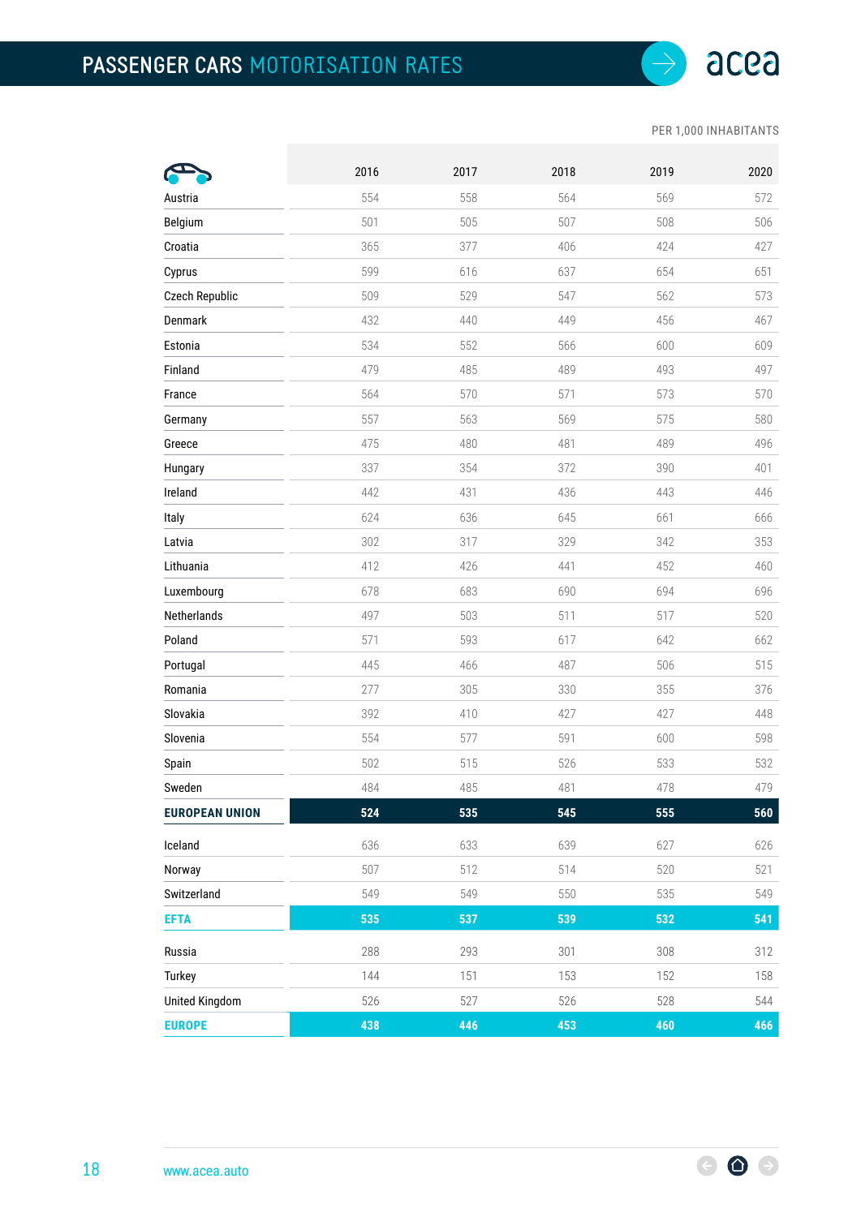# PASSENGER CARS MOTORISATION RATES

PER 1,000 INHABITANTS

| | 2016 | 2017 | 2018 | 2019 | 2020 |
|---|---|---|---|---|---|
| Austria | 554 | 558 | 564 | 569 | 572 |
| Belgium | 501 | 505 | 507 | 508 | 506 |
| Croatia | 365 | 377 | 406 | 424 | 427 |
| Cyprus | 599 | 616 | 637 | 654 | 651 |
| Czech Republic | 509 | 529 | 547 | 562 | 573 |
| Denmark | 432 | 440 | 449 | 456 | 467 |
| Estonia | 534 | 552 | 566 | 600 | 609 |
| Finland | 479 | 485 | 489 | 493 | 497 |
| France | 564 | 570 | 571 | 573 | 570 |
| Germany | 557 | 563 | 569 | 575 | 580 |
| Greece | 475 | 480 | 481 | 489 | 496 |
| Hungary | 337 | 354 | 372 | 390 | 401 |
| Ireland | 442 | 431 | 436 | 443 | 446 |
| Italy | 624 | 636 | 645 | 661 | 666 |
| Latvia | 302 | 317 | 329 | 342 | 353 |
| Lithuania | 412 | 426 | 441 | 452 | 460 |
| Luxembourg | 678 | 683 | 690 | 694 | 696 |
| Netherlands | 497 | 503 | 511 | 517 | 520 |
| Poland | 571 | 593 | 617 | 642 | 662 |
| Portugal | 445 | 466 | 487 | 506 | 515 |
| Romania | 277 | 305 | 330 | 355 | 376 |
| Slovakia | 392 | 410 | 427 | 427 | 448 |
| Slovenia | 554 | 577 | 591 | 600 | 598 |
| Spain | 502 | 515 | 526 | 533 | 532 |
| Sweden | 484 | 485 | 481 | 478 | 479 |
| **EUROPEAN UNION** | **524** | **535** | **545** | **555** | **560** |
| Iceland | 636 | 633 | 639 | 627 | 626 |
| Norway | 507 | 512 | 514 | 520 | 521 |
| Switzerland | 549 | 549 | 550 | 535 | 549 |
| **EFTA** | **535** | **537** | **539** | **532** | **541** |
| Russia | 288 | 293 | 301 | 308 | 312 |
| Turkey | 144 | 151 | 153 | 152 | 158 |
| United Kingdom | 526 | 527 | 526 | 528 | 544 |
| **EUROPE** | **438** | **446** | **453** | **460** | **466** |

www.acea.auto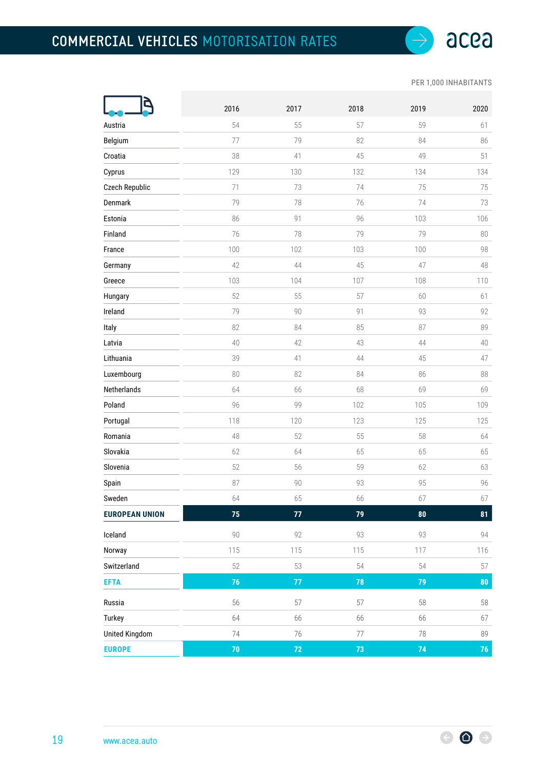# COMMERCIAL VEHICLES MOTORISATION RATES

PER 1,000 INHABITANTS

| | 2016 | 2017 | 2018 | 2019 | 2020 |
|---|---|---|---|---|---|
| Austria | 54 | 55 | 57 | 59 | 61 |
| Belgium | 77 | 79 | 82 | 84 | 86 |
| Croatia | 38 | 41 | 45 | 49 | 51 |
| Cyprus | 129 | 130 | 132 | 134 | 134 |
| Czech Republic | 71 | 73 | 74 | 75 | 75 |
| Denmark | 79 | 78 | 76 | 74 | 73 |
| Estonia | 86 | 91 | 96 | 103 | 106 |
| Finland | 76 | 78 | 79 | 79 | 80 |
| France | 100 | 102 | 103 | 100 | 98 |
| Germany | 42 | 44 | 45 | 47 | 48 |
| Greece | 103 | 104 | 107 | 108 | 110 |
| Hungary | 52 | 55 | 57 | 60 | 61 |
| Ireland | 79 | 90 | 91 | 93 | 92 |
| Italy | 82 | 84 | 85 | 87 | 89 |
| Latvia | 40 | 42 | 43 | 44 | 40 |
| Lithuania | 39 | 41 | 44 | 45 | 47 |
| Luxembourg | 80 | 82 | 84 | 86 | 88 |
| Netherlands | 64 | 66 | 68 | 69 | 69 |
| Poland | 96 | 99 | 102 | 105 | 109 |
| Portugal | 118 | 120 | 123 | 125 | 125 |
| Romania | 48 | 52 | 55 | 58 | 64 |
| Slovakia | 62 | 64 | 65 | 65 | 65 |
| Slovenia | 52 | 56 | 59 | 62 | 63 |
| Spain | 87 | 90 | 93 | 95 | 96 |
| Sweden | 64 | 65 | 66 | 67 | 67 |
| **EUROPEAN UNION** | **75** | **77** | **79** | **80** | **81** |
| Iceland | 90 | 92 | 93 | 93 | 94 |
| Norway | 115 | 115 | 115 | 117 | 116 |
| Switzerland | 52 | 53 | 54 | 54 | 57 |
| **EFTA** | **76** | **77** | **78** | **79** | **80** |
| Russia | 56 | 57 | 57 | 58 | 58 |
| Turkey | 64 | 66 | 66 | 66 | 67 |
| United Kingdom | 74 | 76 | 77 | 78 | 89 |
| **EUROPE** | **70** | **72** | **73** | **74** | **76** |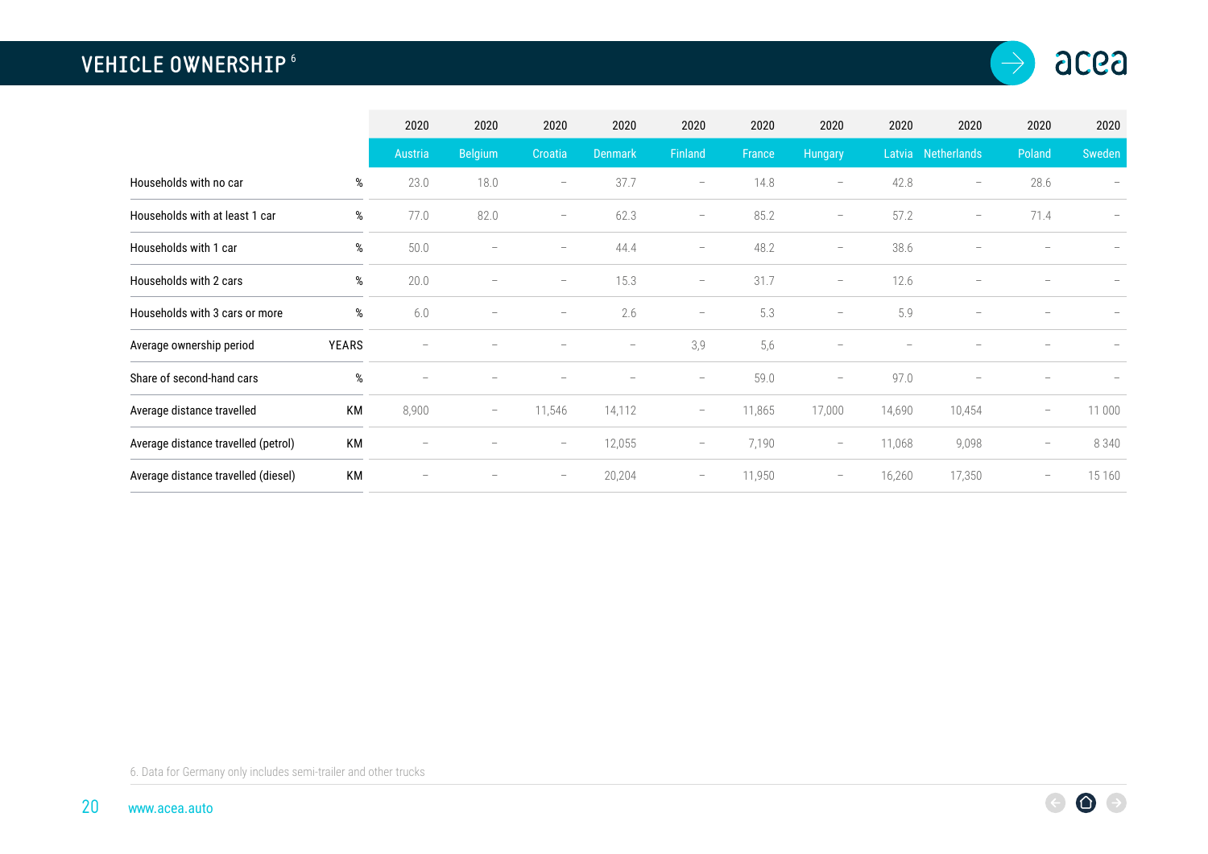# VEHICLE OWNERSHIP [6]

| | | 2020 | 2020 | 2020 | 2020 | 2020 | 2020 | 2020 | 2020 | 2020 | 2020 | 2020 |
|---|---|---|---|---|---|---|---|---|---|---|---|---|
| | | Austria | Belgium | Croatia | Denmark | Finland | France | Hungary | Latvia | Netherlands | Poland | Sweden |
| Households with no car | % | 23.0 | 18.0 | – | 37.7 | – | 14.8 | – | 42.8 | – | 28.6 | – |
| Households with at least 1 car | % | 77.0 | 82.0 | – | 62.3 | – | 85.2 | – | 57.2 | – | 71.4 | – |
| Households with 1 car | % | 50.0 | – | – | 44.4 | – | 48.2 | – | 38.6 | – | – | – |
| Households with 2 cars | % | 20.0 | – | – | 15.3 | – | 31.7 | – | 12.6 | – | – | – |
| Households with 3 cars or more | % | 6.0 | – | – | 2.6 | – | 5.3 | – | 5.9 | – | – | – |
| Average ownership period | YEARS | – | – | – | – | 3,9 | 5,6 | – | – | – | – | – |
| Share of second-hand cars | % | – | – | – | – | – | 59.0 | – | 97.0 | – | – | – |
| Average distance travelled | KM | 8,900 | – | 11,546 | 14,112 | – | 11,865 | 17,000 | 14,690 | 10,454 | – | 11 000 |
| Average distance travelled (petrol) | KM | – | – | – | 12,055 | – | 7,190 | – | 11,068 | 9,098 | – | 8 340 |
| Average distance travelled (diesel) | KM | – | – | – | 20,204 | – | 11,950 | – | 16,260 | 17,350 | – | 15 160 |

6. Data for Germany only includes semi-trailer and other trucks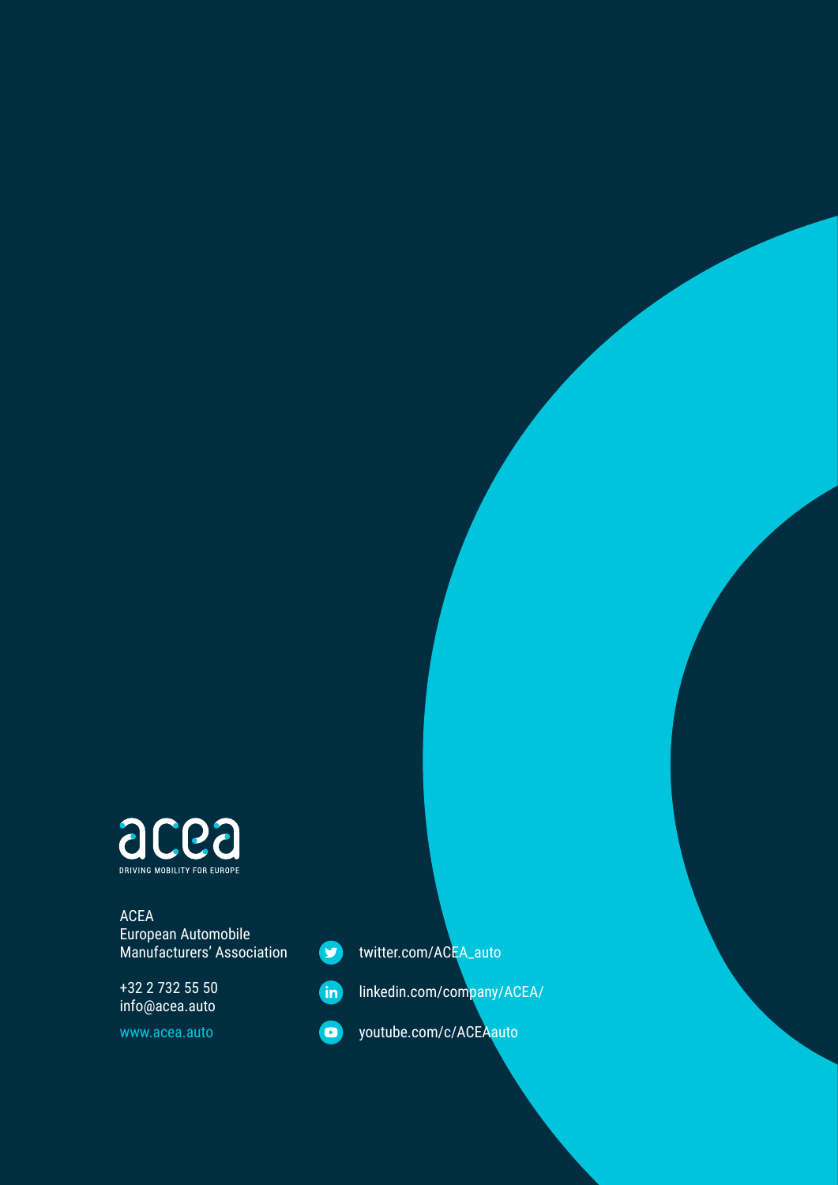acea

DRIVING MOBILITY FOR EUROPE

ACEA
European Automobile
Manufacturers' Association

+32 2 732 55 50
info@acea.auto

www.acea.auto

twitter.com/ACEA_auto

linkedin.com/company/ACEA/

youtube.com/c/ACEAauto